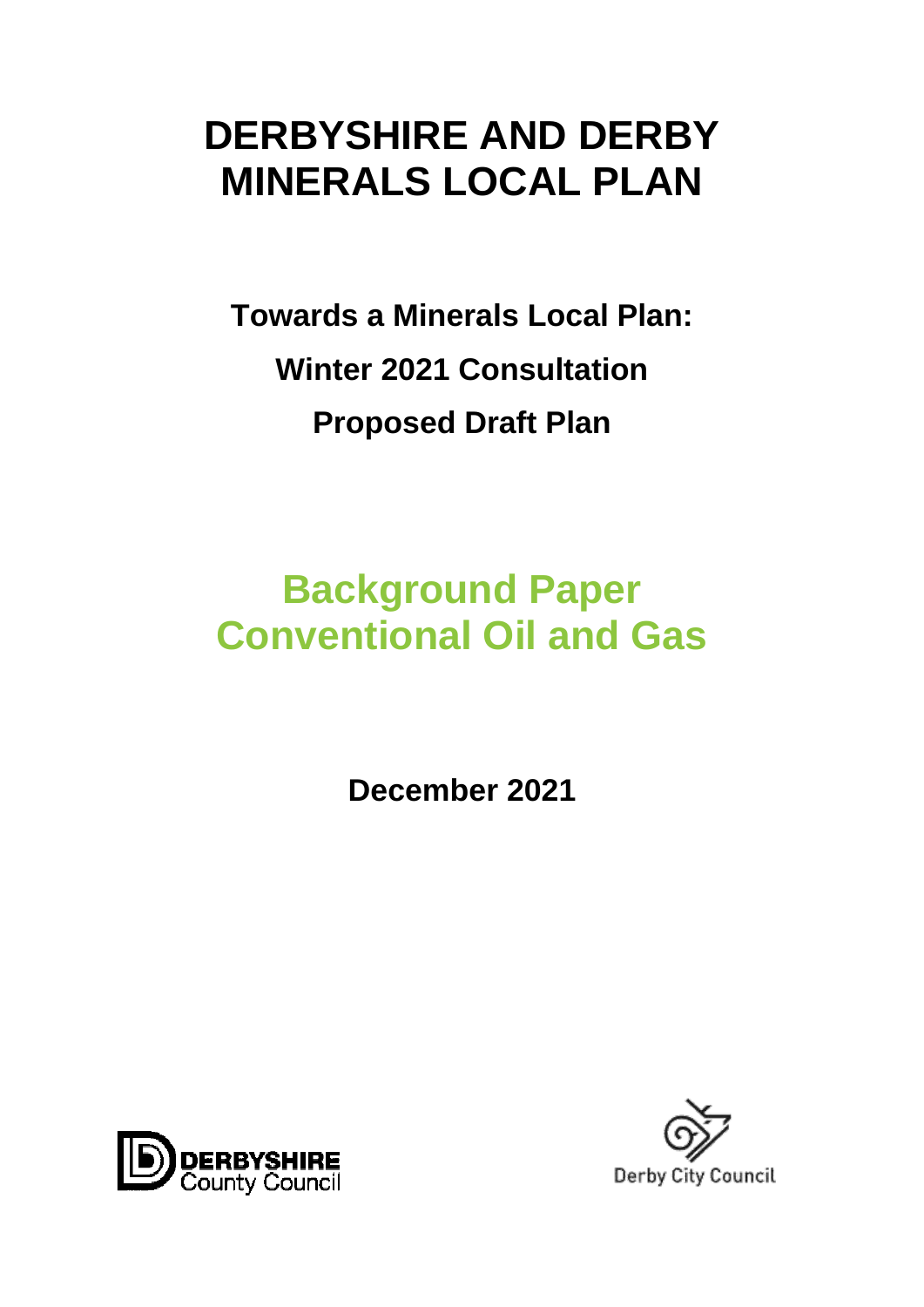# DERBYSHIRE AND DERBY MINERALS LOCAL PLAN

**Towards a Minerals Local Plan:**

**Winter 2021 Consultation**

**Proposed Draft Plan**

## Background Paper Conventional Oil and Gas

**December 2021**

DERBYSHIRE County Council

Derby City Council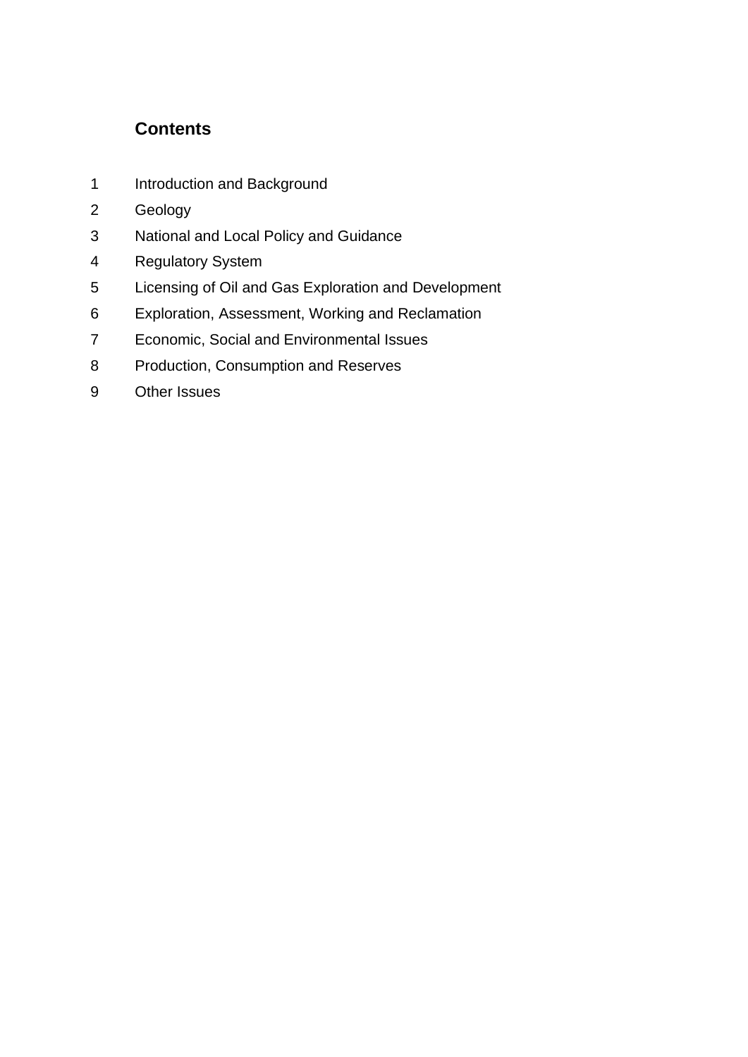## Contents

1 Introduction and Background
2 Geology
3 National and Local Policy and Guidance
4 Regulatory System
5 Licensing of Oil and Gas Exploration and Development
6 Exploration, Assessment, Working and Reclamation
7 Economic, Social and Environmental Issues
8 Production, Consumption and Reserves
9 Other Issues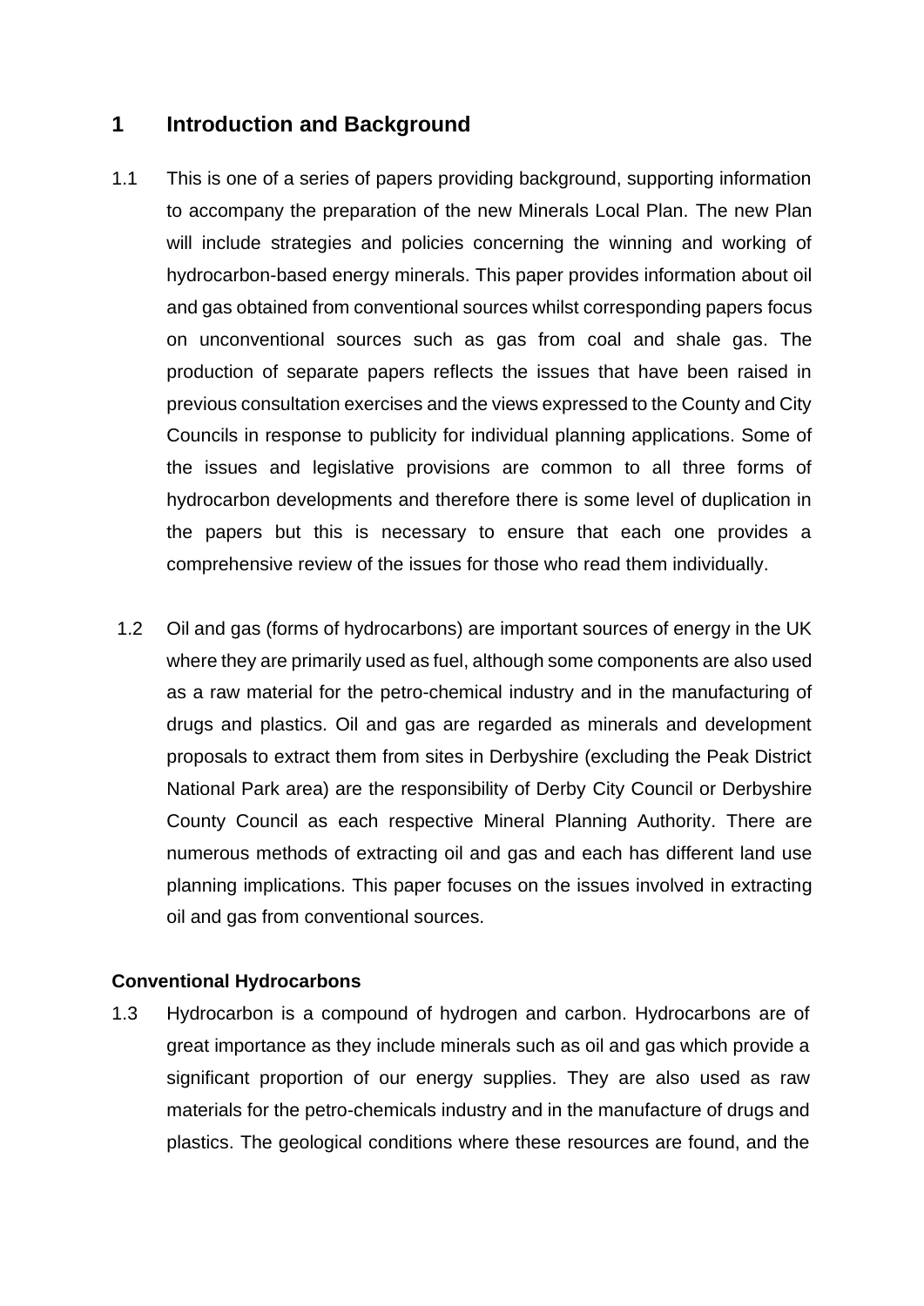# 1 Introduction and Background

1.1 This is one of a series of papers providing background, supporting information to accompany the preparation of the new Minerals Local Plan. The new Plan will include strategies and policies concerning the winning and working of hydrocarbon-based energy minerals. This paper provides information about oil and gas obtained from conventional sources whilst corresponding papers focus on unconventional sources such as gas from coal and shale gas. The production of separate papers reflects the issues that have been raised in previous consultation exercises and the views expressed to the County and City Councils in response to publicity for individual planning applications. Some of the issues and legislative provisions are common to all three forms of hydrocarbon developments and therefore there is some level of duplication in the papers but this is necessary to ensure that each one provides a comprehensive review of the issues for those who read them individually.

1.2 Oil and gas (forms of hydrocarbons) are important sources of energy in the UK where they are primarily used as fuel, although some components are also used as a raw material for the petro-chemical industry and in the manufacturing of drugs and plastics. Oil and gas are regarded as minerals and development proposals to extract them from sites in Derbyshire (excluding the Peak District National Park area) are the responsibility of Derby City Council or Derbyshire County Council as each respective Mineral Planning Authority. There are numerous methods of extracting oil and gas and each has different land use planning implications. This paper focuses on the issues involved in extracting oil and gas from conventional sources.

### Conventional Hydrocarbons

1.3 Hydrocarbon is a compound of hydrogen and carbon. Hydrocarbons are of great importance as they include minerals such as oil and gas which provide a significant proportion of our energy supplies. They are also used as raw materials for the petro-chemicals industry and in the manufacture of drugs and plastics. The geological conditions where these resources are found, and the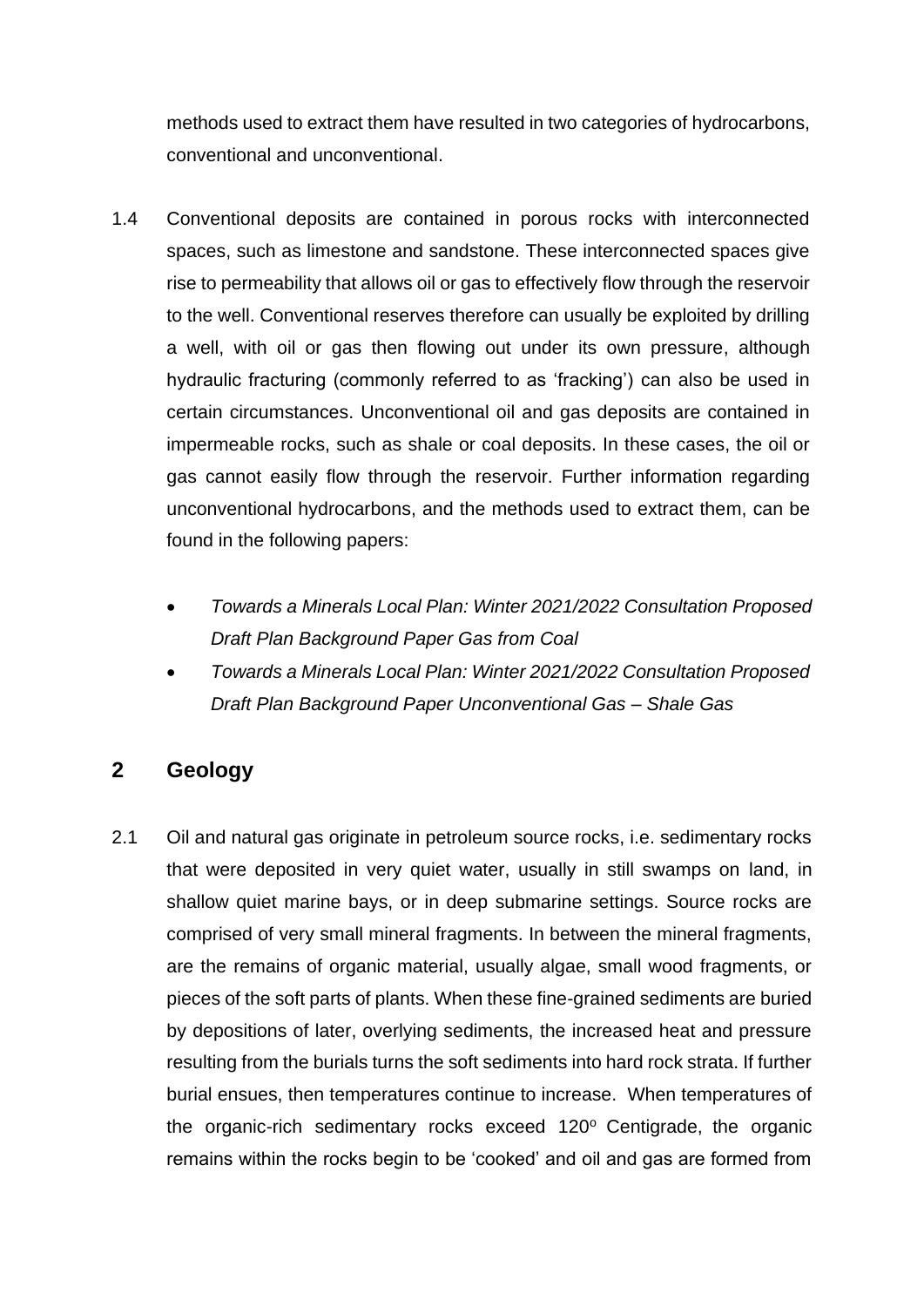methods used to extract them have resulted in two categories of hydrocarbons, conventional and unconventional.

1.4 Conventional deposits are contained in porous rocks with interconnected spaces, such as limestone and sandstone. These interconnected spaces give rise to permeability that allows oil or gas to effectively flow through the reservoir to the well. Conventional reserves therefore can usually be exploited by drilling a well, with oil or gas then flowing out under its own pressure, although hydraulic fracturing (commonly referred to as 'fracking') can also be used in certain circumstances. Unconventional oil and gas deposits are contained in impermeable rocks, such as shale or coal deposits. In these cases, the oil or gas cannot easily flow through the reservoir. Further information regarding unconventional hydrocarbons, and the methods used to extract them, can be found in the following papers:

- *Towards a Minerals Local Plan: Winter 2021/2022 Consultation Proposed Draft Plan Background Paper Gas from Coal*
- *Towards a Minerals Local Plan: Winter 2021/2022 Consultation Proposed Draft Plan Background Paper Unconventional Gas – Shale Gas*

## 2 Geology

2.1 Oil and natural gas originate in petroleum source rocks, i.e. sedimentary rocks that were deposited in very quiet water, usually in still swamps on land, in shallow quiet marine bays, or in deep submarine settings. Source rocks are comprised of very small mineral fragments. In between the mineral fragments, are the remains of organic material, usually algae, small wood fragments, or pieces of the soft parts of plants. When these fine-grained sediments are buried by depositions of later, overlying sediments, the increased heat and pressure resulting from the burials turns the soft sediments into hard rock strata. If further burial ensues, then temperatures continue to increase. When temperatures of the organic-rich sedimentary rocks exceed $120^{o}$ Centigrade, the organic remains within the rocks begin to be 'cooked' and oil and gas are formed from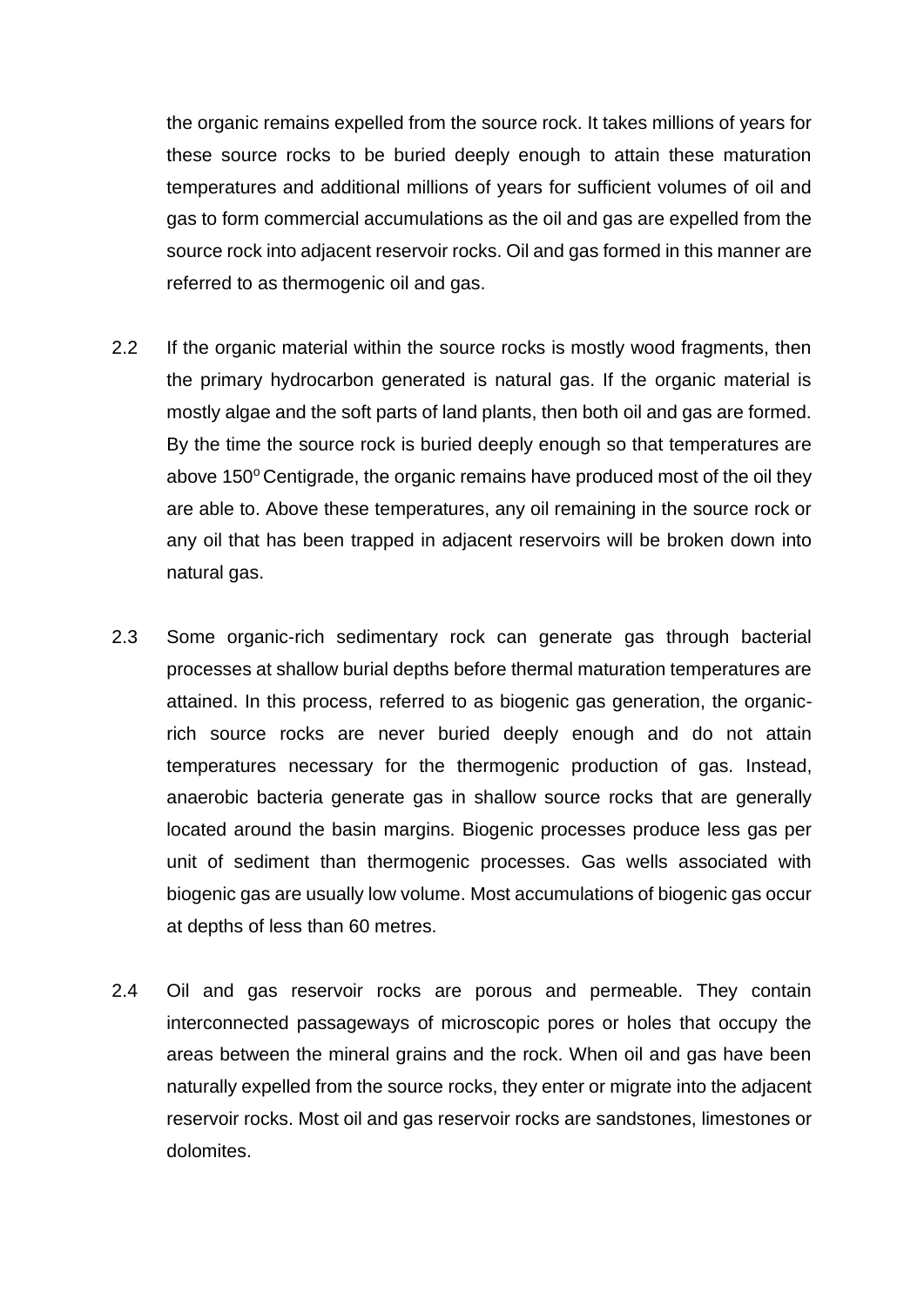the organic remains expelled from the source rock. It takes millions of years for these source rocks to be buried deeply enough to attain these maturation temperatures and additional millions of years for sufficient volumes of oil and gas to form commercial accumulations as the oil and gas are expelled from the source rock into adjacent reservoir rocks. Oil and gas formed in this manner are referred to as thermogenic oil and gas.

2.2 If the organic material within the source rocks is mostly wood fragments, then the primary hydrocarbon generated is natural gas. If the organic material is mostly algae and the soft parts of land plants, then both oil and gas are formed. By the time the source rock is buried deeply enough so that temperatures are above $150^{o}$ Centigrade, the organic remains have produced most of the oil they are able to. Above these temperatures, any oil remaining in the source rock or any oil that has been trapped in adjacent reservoirs will be broken down into natural gas.

2.3 Some organic-rich sedimentary rock can generate gas through bacterial processes at shallow burial depths before thermal maturation temperatures are attained. In this process, referred to as biogenic gas generation, the organic-rich source rocks are never buried deeply enough and do not attain temperatures necessary for the thermogenic production of gas. Instead, anaerobic bacteria generate gas in shallow source rocks that are generally located around the basin margins. Biogenic processes produce less gas per unit of sediment than thermogenic processes. Gas wells associated with biogenic gas are usually low volume. Most accumulations of biogenic gas occur at depths of less than 60 metres.

2.4 Oil and gas reservoir rocks are porous and permeable. They contain interconnected passageways of microscopic pores or holes that occupy the areas between the mineral grains and the rock. When oil and gas have been naturally expelled from the source rocks, they enter or migrate into the adjacent reservoir rocks. Most oil and gas reservoir rocks are sandstones, limestones or dolomites.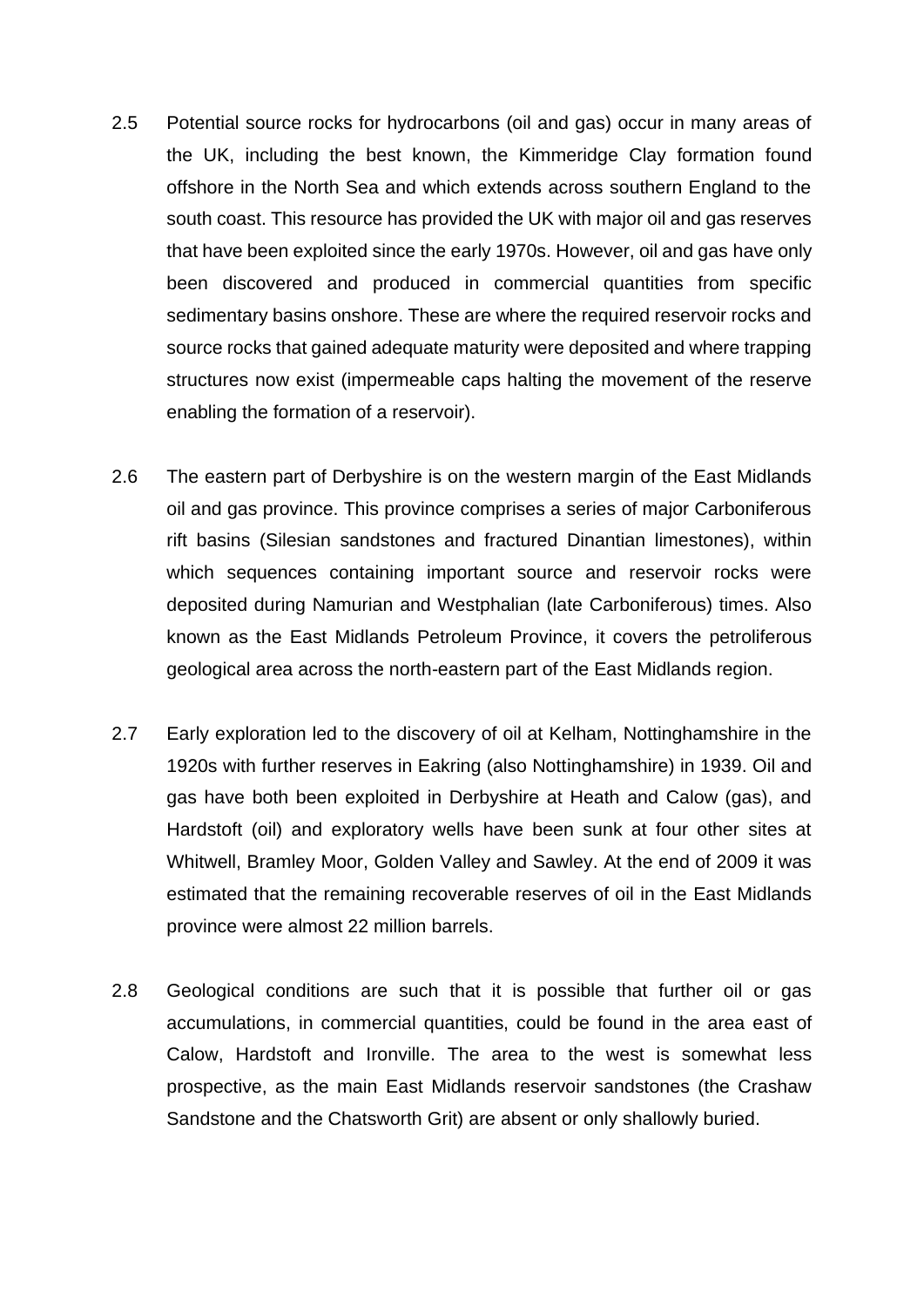2.5 Potential source rocks for hydrocarbons (oil and gas) occur in many areas of the UK, including the best known, the Kimmeridge Clay formation found offshore in the North Sea and which extends across southern England to the south coast. This resource has provided the UK with major oil and gas reserves that have been exploited since the early 1970s. However, oil and gas have only been discovered and produced in commercial quantities from specific sedimentary basins onshore. These are where the required reservoir rocks and source rocks that gained adequate maturity were deposited and where trapping structures now exist (impermeable caps halting the movement of the reserve enabling the formation of a reservoir).

2.6 The eastern part of Derbyshire is on the western margin of the East Midlands oil and gas province. This province comprises a series of major Carboniferous rift basins (Silesian sandstones and fractured Dinantian limestones), within which sequences containing important source and reservoir rocks were deposited during Namurian and Westphalian (late Carboniferous) times. Also known as the East Midlands Petroleum Province, it covers the petroliferous geological area across the north-eastern part of the East Midlands region.

2.7 Early exploration led to the discovery of oil at Kelham, Nottinghamshire in the 1920s with further reserves in Eakring (also Nottinghamshire) in 1939. Oil and gas have both been exploited in Derbyshire at Heath and Calow (gas), and Hardstoft (oil) and exploratory wells have been sunk at four other sites at Whitwell, Bramley Moor, Golden Valley and Sawley. At the end of 2009 it was estimated that the remaining recoverable reserves of oil in the East Midlands province were almost 22 million barrels.

2.8 Geological conditions are such that it is possible that further oil or gas accumulations, in commercial quantities, could be found in the area east of Calow, Hardstoft and Ironville. The area to the west is somewhat less prospective, as the main East Midlands reservoir sandstones (the Crashaw Sandstone and the Chatsworth Grit) are absent or only shallowly buried.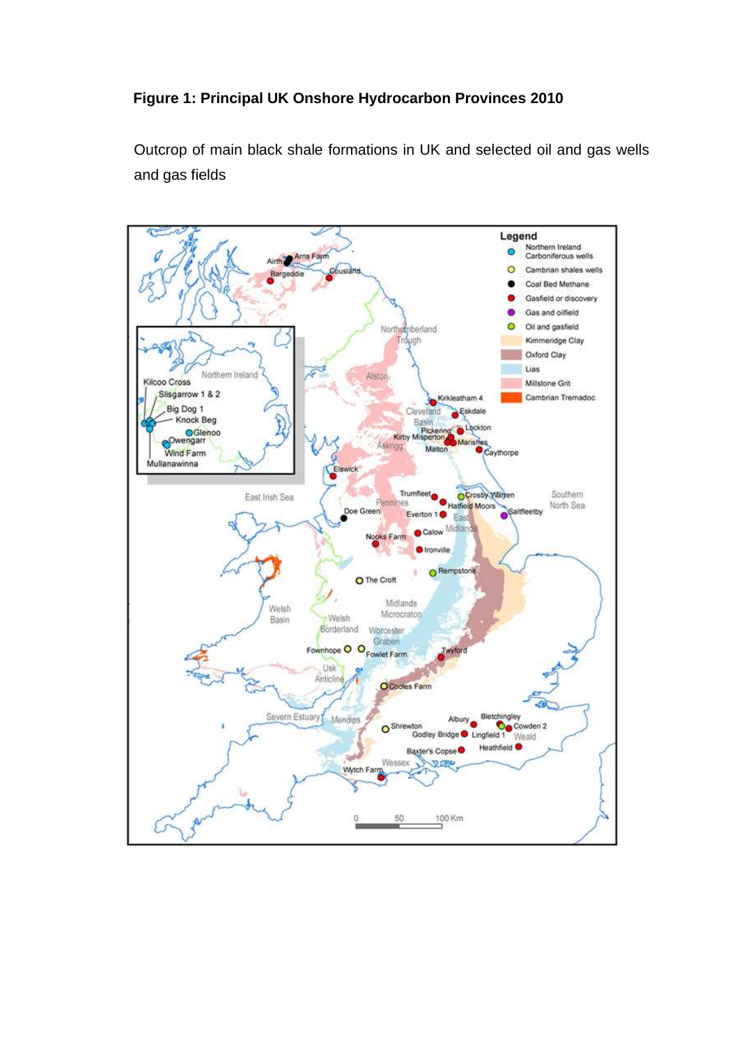**Figure 1: Principal UK Onshore Hydrocarbon Provinces 2010**

Outcrop of main black shale formations in UK and selected oil and gas wells and gas fields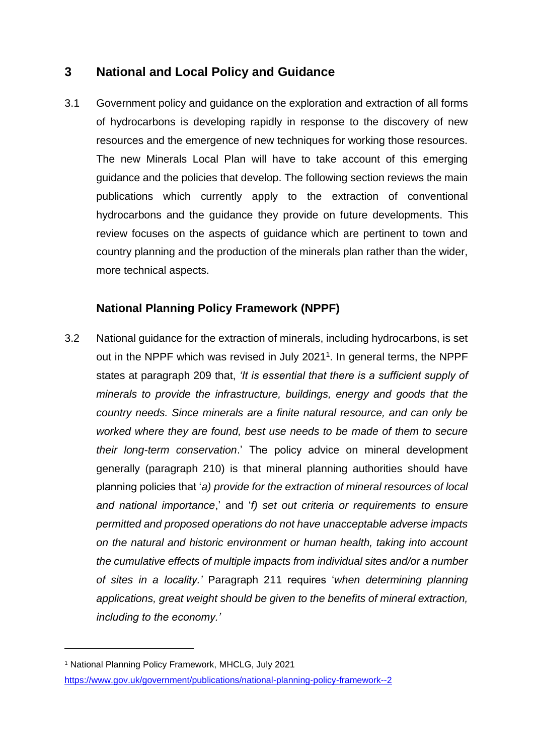## 3 National and Local Policy and Guidance

3.1 Government policy and guidance on the exploration and extraction of all forms of hydrocarbons is developing rapidly in response to the discovery of new resources and the emergence of new techniques for working those resources. The new Minerals Local Plan will have to take account of this emerging guidance and the policies that develop. The following section reviews the main publications which currently apply to the extraction of conventional hydrocarbons and the guidance they provide on future developments. This review focuses on the aspects of guidance which are pertinent to town and country planning and the production of the minerals plan rather than the wider, more technical aspects.

### National Planning Policy Framework (NPPF)

3.2 National guidance for the extraction of minerals, including hydrocarbons, is set out in the NPPF which was revised in July 2021[1]. In general terms, the NPPF states at paragraph 209 that, '*It is essential that there is a sufficient supply of minerals to provide the infrastructure, buildings, energy and goods that the country needs. Since minerals are a finite natural resource, and can only be worked where they are found, best use needs to be made of them to secure their long-term conservation*.' The policy advice on mineral development generally (paragraph 210) is that mineral planning authorities should have planning policies that '*a) provide for the extraction of mineral resources of local and national importance*,' and '*f) set out criteria or requirements to ensure permitted and proposed operations do not have unacceptable adverse impacts on the natural and historic environment or human health, taking into account the cumulative effects of multiple impacts from individual sites and/or a number of sites in a locality.'* Paragraph 211 requires '*when determining planning applications, great weight should be given to the benefits of mineral extraction, including to the economy.'*

[1] National Planning Policy Framework, MHCLG, July 2021 https://www.gov.uk/government/publications/national-planning-policy-framework--2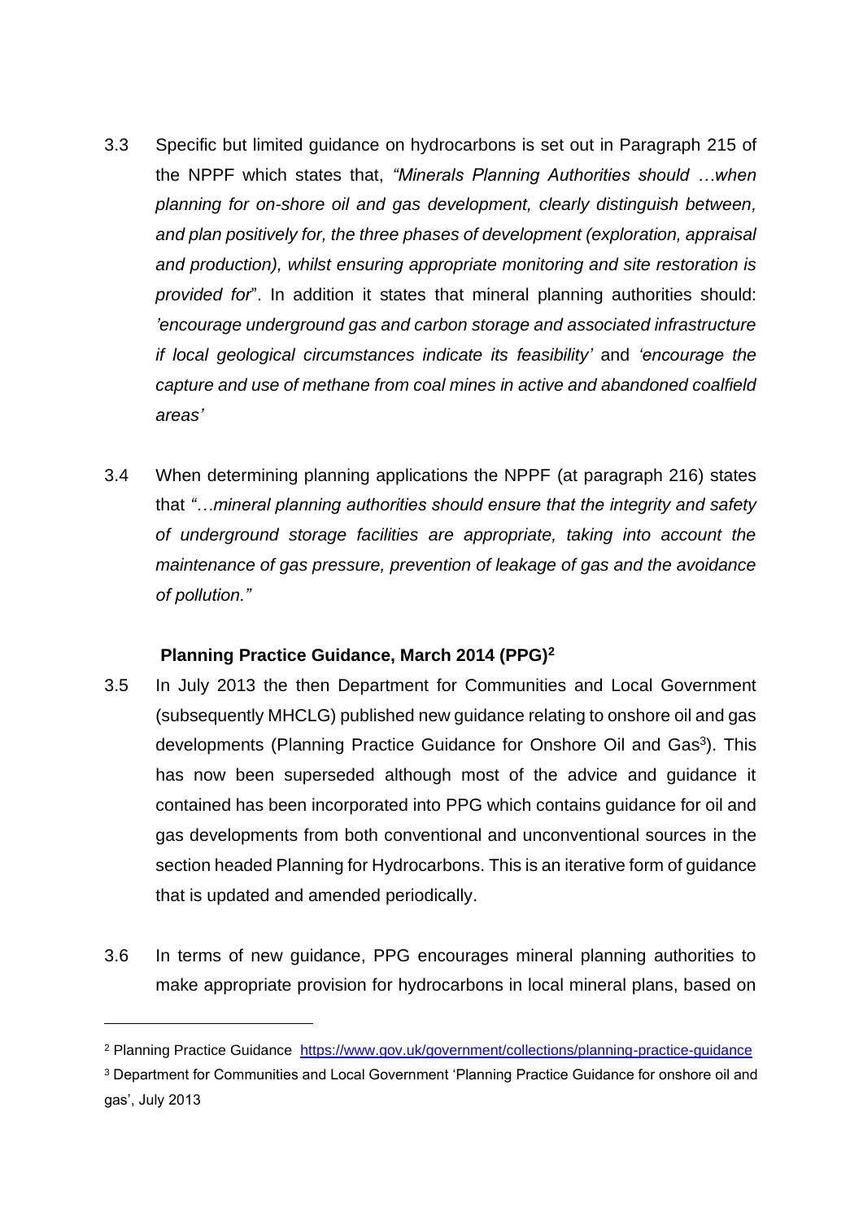3.3 Specific but limited guidance on hydrocarbons is set out in Paragraph 215 of the NPPF which states that, *"Minerals Planning Authorities should …when planning for on-shore oil and gas development, clearly distinguish between, and plan positively for, the three phases of development (exploration, appraisal and production), whilst ensuring appropriate monitoring and site restoration is provided for*". In addition it states that mineral planning authorities should: *'encourage underground gas and carbon storage and associated infrastructure if local geological circumstances indicate its feasibility'* and *'encourage the capture and use of methane from coal mines in active and abandoned coalfield areas'*

3.4 When determining planning applications the NPPF (at paragraph 216) states that *"…mineral planning authorities should ensure that the integrity and safety of underground storage facilities are appropriate, taking into account the maintenance of gas pressure, prevention of leakage of gas and the avoidance of pollution."*

**Planning Practice Guidance, March 2014 (PPG)[2]**

3.5 In July 2013 the then Department for Communities and Local Government (subsequently MHCLG) published new guidance relating to onshore oil and gas developments (Planning Practice Guidance for Onshore Oil and Gas[3]). This has now been superseded although most of the advice and guidance it contained has been incorporated into PPG which contains guidance for oil and gas developments from both conventional and unconventional sources in the section headed Planning for Hydrocarbons. This is an iterative form of guidance that is updated and amended periodically.

3.6 In terms of new guidance, PPG encourages mineral planning authorities to make appropriate provision for hydrocarbons in local mineral plans, based on

---

[2] Planning Practice Guidance https://www.gov.uk/government/collections/planning-practice-guidance

[3] Department for Communities and Local Government 'Planning Practice Guidance for onshore oil and gas', July 2013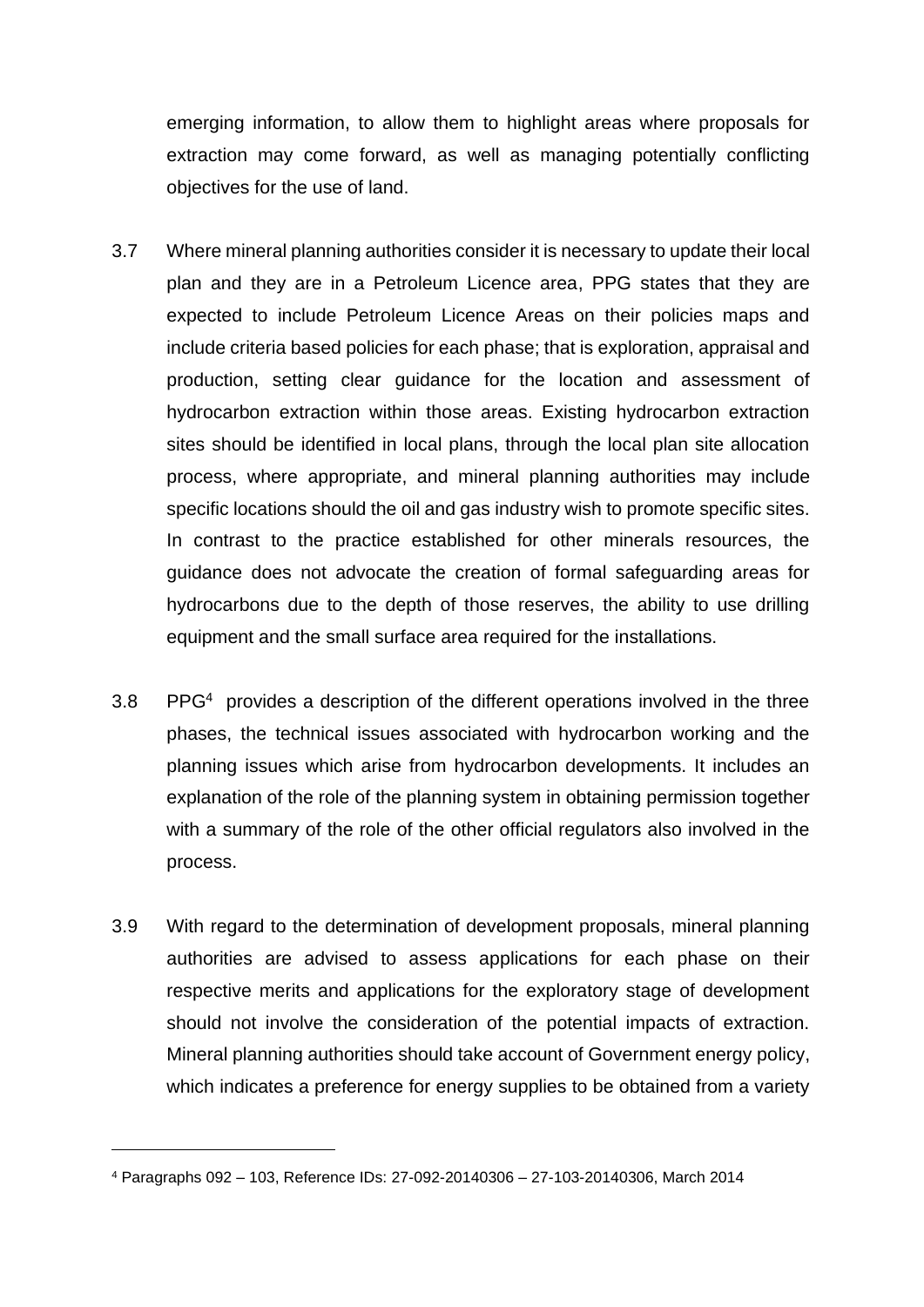emerging information, to allow them to highlight areas where proposals for extraction may come forward, as well as managing potentially conflicting objectives for the use of land.

3.7 Where mineral planning authorities consider it is necessary to update their local plan and they are in a Petroleum Licence area, PPG states that they are expected to include Petroleum Licence Areas on their policies maps and include criteria based policies for each phase; that is exploration, appraisal and production, setting clear guidance for the location and assessment of hydrocarbon extraction within those areas. Existing hydrocarbon extraction sites should be identified in local plans, through the local plan site allocation process, where appropriate, and mineral planning authorities may include specific locations should the oil and gas industry wish to promote specific sites. In contrast to the practice established for other minerals resources, the guidance does not advocate the creation of formal safeguarding areas for hydrocarbons due to the depth of those reserves, the ability to use drilling equipment and the small surface area required for the installations.

3.8 PPG[4] provides a description of the different operations involved in the three phases, the technical issues associated with hydrocarbon working and the planning issues which arise from hydrocarbon developments. It includes an explanation of the role of the planning system in obtaining permission together with a summary of the role of the other official regulators also involved in the process.

3.9 With regard to the determination of development proposals, mineral planning authorities are advised to assess applications for each phase on their respective merits and applications for the exploratory stage of development should not involve the consideration of the potential impacts of extraction. Mineral planning authorities should take account of Government energy policy, which indicates a preference for energy supplies to be obtained from a variety

---

[4] Paragraphs 092 – 103, Reference IDs: 27-092-20140306 – 27-103-20140306, March 2014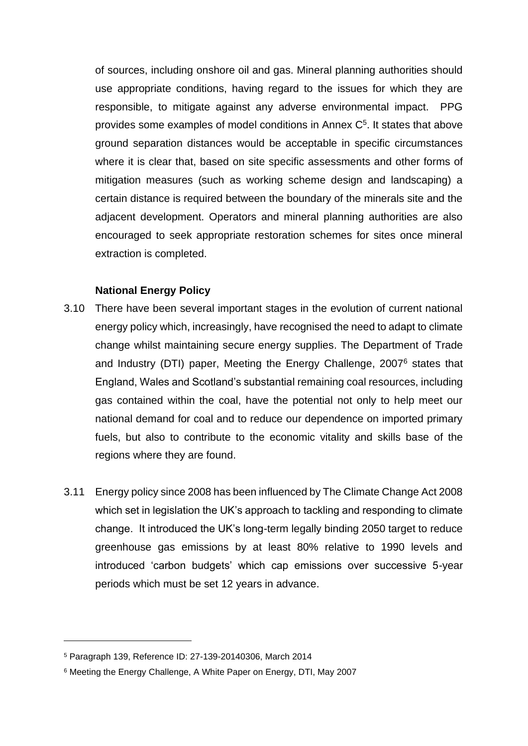of sources, including onshore oil and gas. Mineral planning authorities should use appropriate conditions, having regard to the issues for which they are responsible, to mitigate against any adverse environmental impact. PPG provides some examples of model conditions in Annex C[5]. It states that above ground separation distances would be acceptable in specific circumstances where it is clear that, based on site specific assessments and other forms of mitigation measures (such as working scheme design and landscaping) a certain distance is required between the boundary of the minerals site and the adjacent development. Operators and mineral planning authorities are also encouraged to seek appropriate restoration schemes for sites once mineral extraction is completed.

**National Energy Policy**

3.10 There have been several important stages in the evolution of current national energy policy which, increasingly, have recognised the need to adapt to climate change whilst maintaining secure energy supplies. The Department of Trade and Industry (DTI) paper, Meeting the Energy Challenge, 2007[6] states that England, Wales and Scotland's substantial remaining coal resources, including gas contained within the coal, have the potential not only to help meet our national demand for coal and to reduce our dependence on imported primary fuels, but also to contribute to the economic vitality and skills base of the regions where they are found.

3.11 Energy policy since 2008 has been influenced by The Climate Change Act 2008 which set in legislation the UK's approach to tackling and responding to climate change. It introduced the UK's long-term legally binding 2050 target to reduce greenhouse gas emissions by at least 80% relative to 1990 levels and introduced 'carbon budgets' which cap emissions over successive 5-year periods which must be set 12 years in advance.

---

[5] Paragraph 139, Reference ID: 27-139-20140306, March 2014

[6] Meeting the Energy Challenge, A White Paper on Energy, DTI, May 2007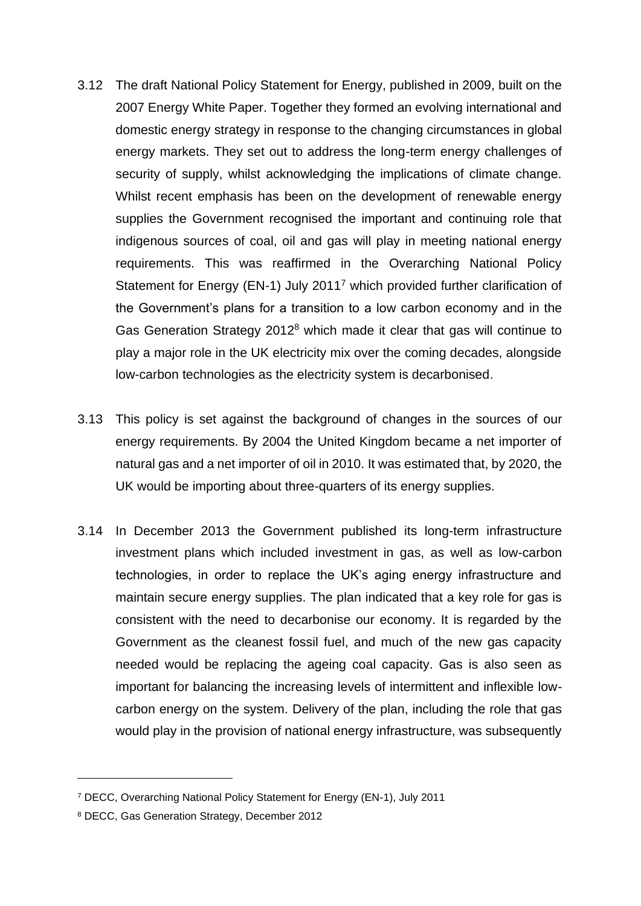3.12 The draft National Policy Statement for Energy, published in 2009, built on the 2007 Energy White Paper. Together they formed an evolving international and domestic energy strategy in response to the changing circumstances in global energy markets. They set out to address the long-term energy challenges of security of supply, whilst acknowledging the implications of climate change. Whilst recent emphasis has been on the development of renewable energy supplies the Government recognised the important and continuing role that indigenous sources of coal, oil and gas will play in meeting national energy requirements. This was reaffirmed in the Overarching National Policy Statement for Energy (EN-1) July 2011[7] which provided further clarification of the Government's plans for a transition to a low carbon economy and in the Gas Generation Strategy 2012[8] which made it clear that gas will continue to play a major role in the UK electricity mix over the coming decades, alongside low-carbon technologies as the electricity system is decarbonised.

3.13 This policy is set against the background of changes in the sources of our energy requirements. By 2004 the United Kingdom became a net importer of natural gas and a net importer of oil in 2010. It was estimated that, by 2020, the UK would be importing about three-quarters of its energy supplies.

3.14 In December 2013 the Government published its long-term infrastructure investment plans which included investment in gas, as well as low-carbon technologies, in order to replace the UK's aging energy infrastructure and maintain secure energy supplies. The plan indicated that a key role for gas is consistent with the need to decarbonise our economy. It is regarded by the Government as the cleanest fossil fuel, and much of the new gas capacity needed would be replacing the ageing coal capacity. Gas is also seen as important for balancing the increasing levels of intermittent and inflexible low-carbon energy on the system. Delivery of the plan, including the role that gas would play in the provision of national energy infrastructure, was subsequently

---

[7] DECC, Overarching National Policy Statement for Energy (EN-1), July 2011

[8] DECC, Gas Generation Strategy, December 2012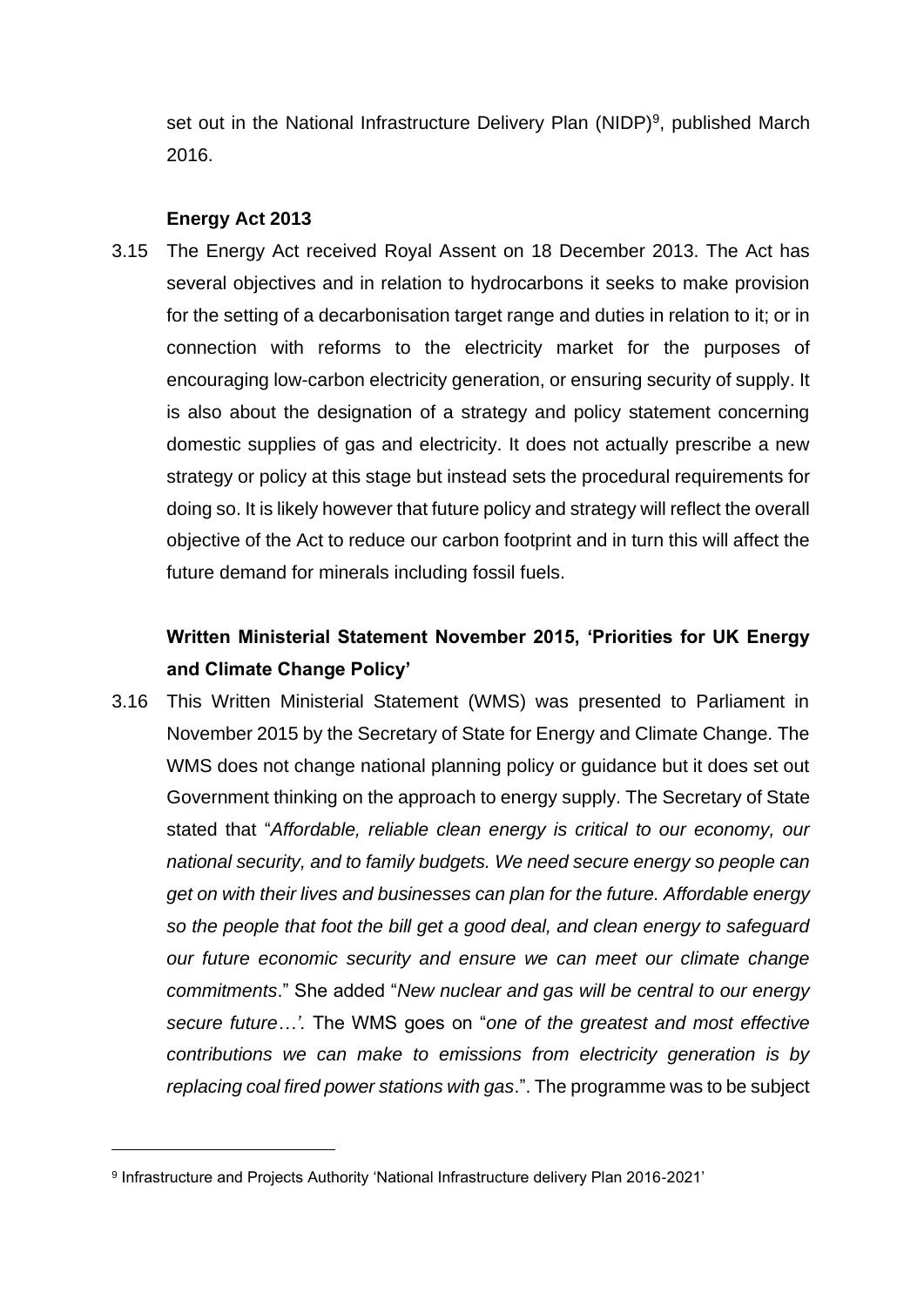set out in the National Infrastructure Delivery Plan (NIDP)[9], published March 2016.

### Energy Act 2013

3.15 The Energy Act received Royal Assent on 18 December 2013. The Act has several objectives and in relation to hydrocarbons it seeks to make provision for the setting of a decarbonisation target range and duties in relation to it; or in connection with reforms to the electricity market for the purposes of encouraging low-carbon electricity generation, or ensuring security of supply. It is also about the designation of a strategy and policy statement concerning domestic supplies of gas and electricity. It does not actually prescribe a new strategy or policy at this stage but instead sets the procedural requirements for doing so. It is likely however that future policy and strategy will reflect the overall objective of the Act to reduce our carbon footprint and in turn this will affect the future demand for minerals including fossil fuels.

### Written Ministerial Statement November 2015, 'Priorities for UK Energy and Climate Change Policy'

3.16 This Written Ministerial Statement (WMS) was presented to Parliament in November 2015 by the Secretary of State for Energy and Climate Change. The WMS does not change national planning policy or guidance but it does set out Government thinking on the approach to energy supply. The Secretary of State stated that "*Affordable, reliable clean energy is critical to our economy, our national security, and to family budgets. We need secure energy so people can get on with their lives and businesses can plan for the future. Affordable energy so the people that foot the bill get a good deal, and clean energy to safeguard our future economic security and ensure we can meet our climate change commitments*." She added "*New nuclear and gas will be central to our energy secure future…'.* The WMS goes on "*one of the greatest and most effective contributions we can make to emissions from electricity generation is by replacing coal fired power stations with gas*.". The programme was to be subject

[9] Infrastructure and Projects Authority 'National Infrastructure delivery Plan 2016-2021'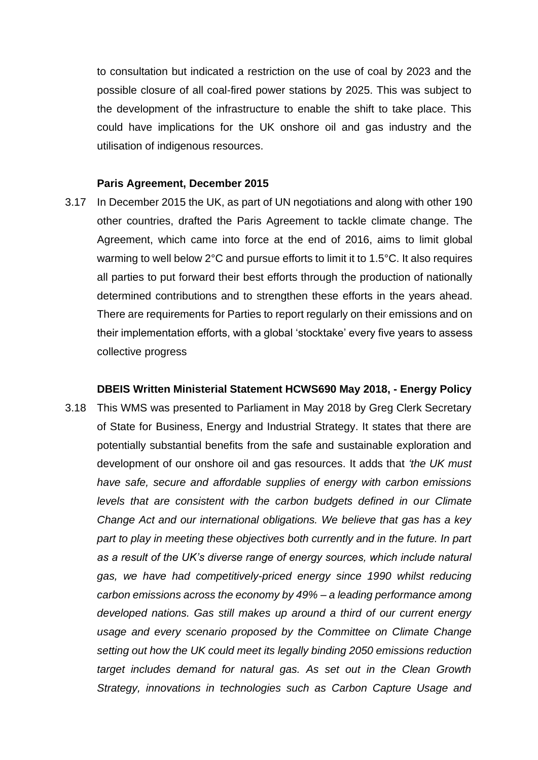to consultation but indicated a restriction on the use of coal by 2023 and the possible closure of all coal-fired power stations by 2025. This was subject to the development of the infrastructure to enable the shift to take place. This could have implications for the UK onshore oil and gas industry and the utilisation of indigenous resources.

**Paris Agreement, December 2015**

3.17 In December 2015 the UK, as part of UN negotiations and along with other 190 other countries, drafted the Paris Agreement to tackle climate change. The Agreement, which came into force at the end of 2016, aims to limit global warming to well below 2°C and pursue efforts to limit it to 1.5°C. It also requires all parties to put forward their best efforts through the production of nationally determined contributions and to strengthen these efforts in the years ahead. There are requirements for Parties to report regularly on their emissions and on their implementation efforts, with a global 'stocktake' every five years to assess collective progress

**DBEIS Written Ministerial Statement HCWS690 May 2018, - Energy Policy**

3.18 This WMS was presented to Parliament in May 2018 by Greg Clerk Secretary of State for Business, Energy and Industrial Strategy. It states that there are potentially substantial benefits from the safe and sustainable exploration and development of our onshore oil and gas resources. It adds that *'the UK must have safe, secure and affordable supplies of energy with carbon emissions levels that are consistent with the carbon budgets defined in our Climate Change Act and our international obligations. We believe that gas has a key part to play in meeting these objectives both currently and in the future. In part as a result of the UK's diverse range of energy sources, which include natural gas, we have had competitively-priced energy since 1990 whilst reducing carbon emissions across the economy by 49% – a leading performance among developed nations. Gas still makes up around a third of our current energy usage and every scenario proposed by the Committee on Climate Change setting out how the UK could meet its legally binding 2050 emissions reduction target includes demand for natural gas. As set out in the Clean Growth Strategy, innovations in technologies such as Carbon Capture Usage and*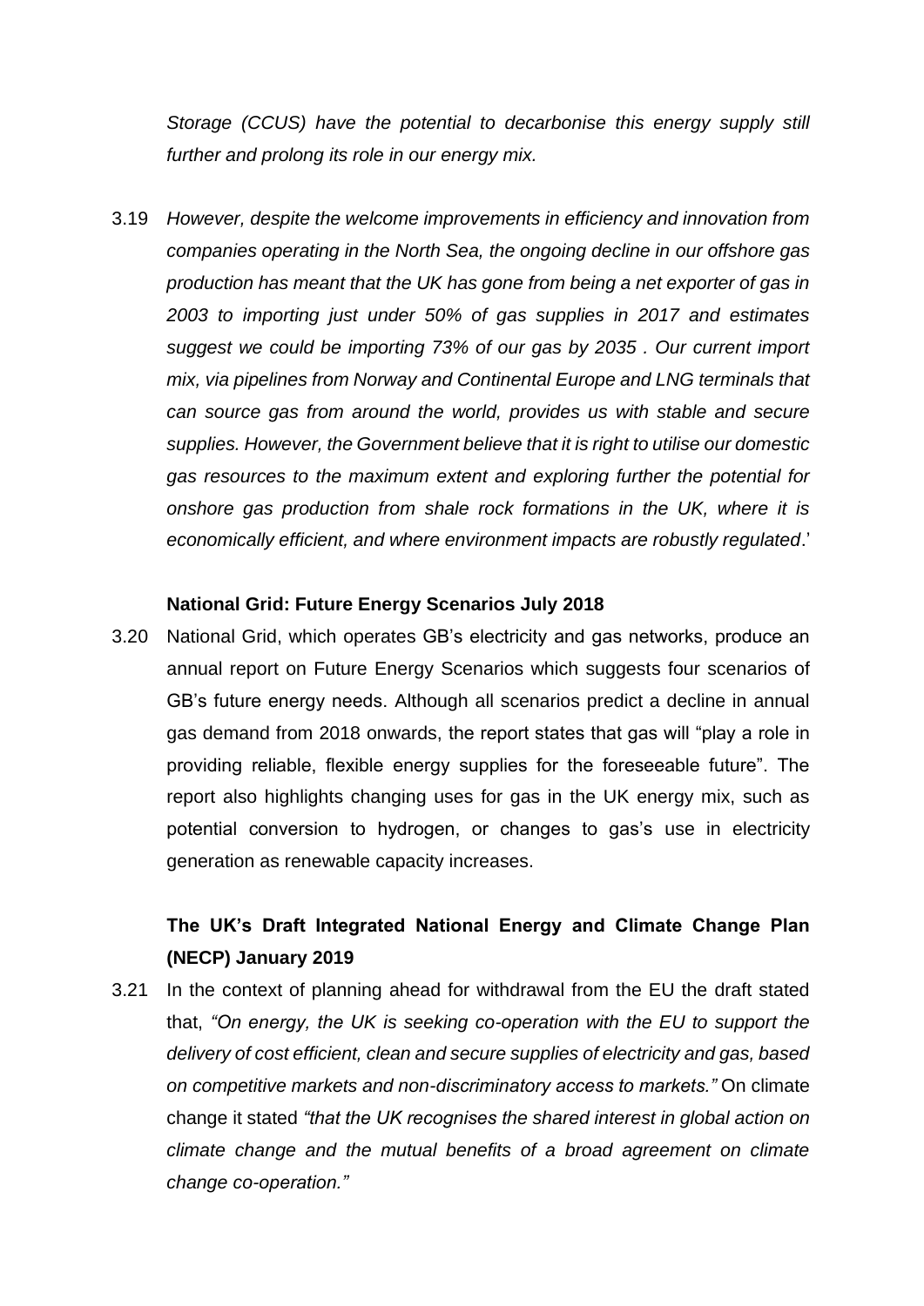*Storage (CCUS) have the potential to decarbonise this energy supply still further and prolong its role in our energy mix.*

3.19 *However, despite the welcome improvements in efficiency and innovation from companies operating in the North Sea, the ongoing decline in our offshore gas production has meant that the UK has gone from being a net exporter of gas in 2003 to importing just under 50% of gas supplies in 2017 and estimates suggest we could be importing 73% of our gas by 2035 . Our current import mix, via pipelines from Norway and Continental Europe and LNG terminals that can source gas from around the world, provides us with stable and secure supplies. However, the Government believe that it is right to utilise our domestic gas resources to the maximum extent and exploring further the potential for onshore gas production from shale rock formations in the UK, where it is economically efficient, and where environment impacts are robustly regulated*.'

**National Grid: Future Energy Scenarios July 2018**

3.20 National Grid, which operates GB's electricity and gas networks, produce an annual report on Future Energy Scenarios which suggests four scenarios of GB's future energy needs. Although all scenarios predict a decline in annual gas demand from 2018 onwards, the report states that gas will "play a role in providing reliable, flexible energy supplies for the foreseeable future". The report also highlights changing uses for gas in the UK energy mix, such as potential conversion to hydrogen, or changes to gas's use in electricity generation as renewable capacity increases.

**The UK's Draft Integrated National Energy and Climate Change Plan (NECP) January 2019**

3.21 In the context of planning ahead for withdrawal from the EU the draft stated that, *"On energy, the UK is seeking co-operation with the EU to support the delivery of cost efficient, clean and secure supplies of electricity and gas, based on competitive markets and non-discriminatory access to markets."* On climate change it stated *"that the UK recognises the shared interest in global action on climate change and the mutual benefits of a broad agreement on climate change co-operation."*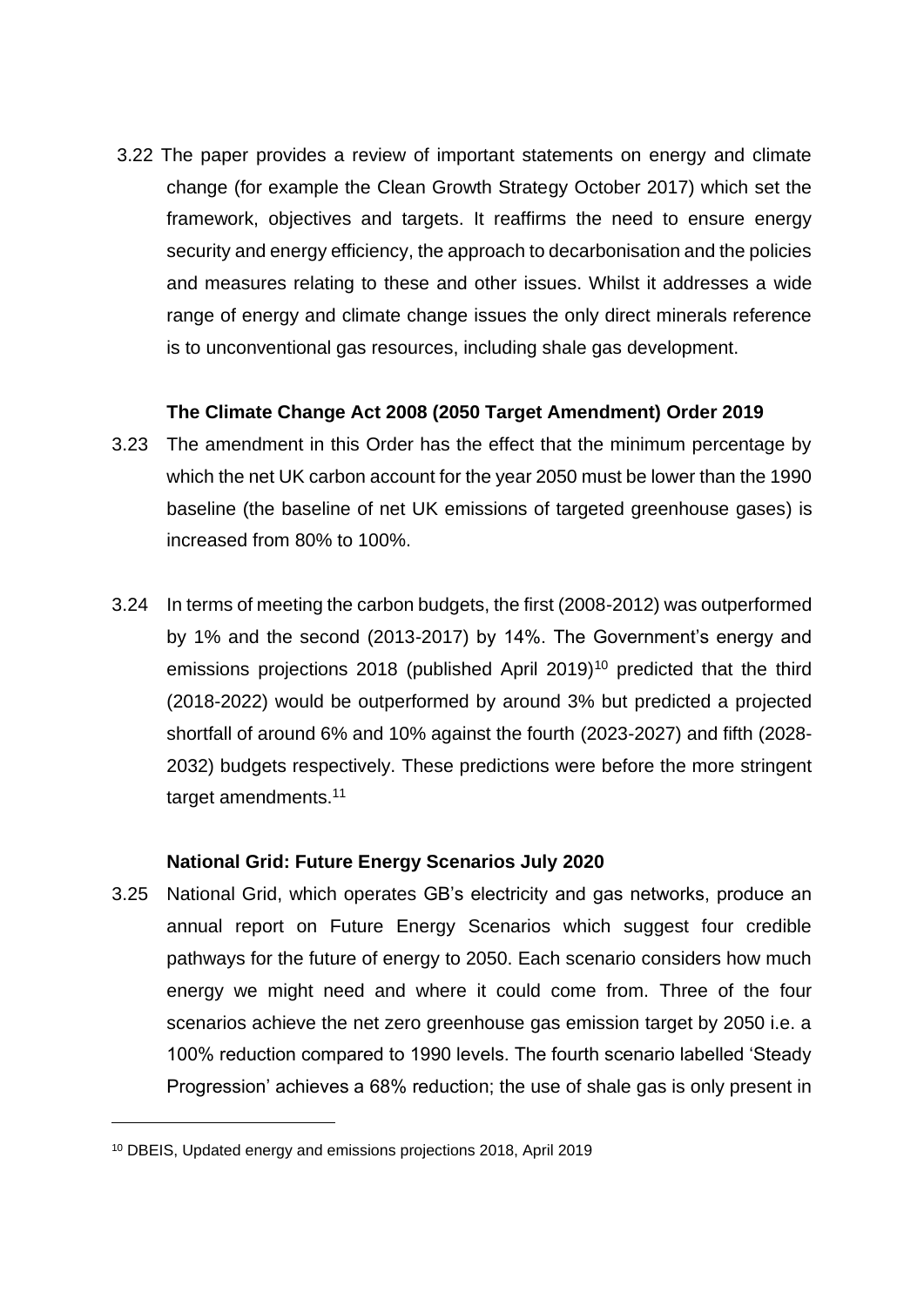3.22 The paper provides a review of important statements on energy and climate change (for example the Clean Growth Strategy October 2017) which set the framework, objectives and targets. It reaffirms the need to ensure energy security and energy efficiency, the approach to decarbonisation and the policies and measures relating to these and other issues. Whilst it addresses a wide range of energy and climate change issues the only direct minerals reference is to unconventional gas resources, including shale gas development.

**The Climate Change Act 2008 (2050 Target Amendment) Order 2019**

3.23 The amendment in this Order has the effect that the minimum percentage by which the net UK carbon account for the year 2050 must be lower than the 1990 baseline (the baseline of net UK emissions of targeted greenhouse gases) is increased from 80% to 100%.

3.24 In terms of meeting the carbon budgets, the first (2008-2012) was outperformed by 1% and the second (2013-2017) by 14%. The Government's energy and emissions projections 2018 (published April 2019)[10] predicted that the third (2018-2022) would be outperformed by around 3% but predicted a projected shortfall of around 6% and 10% against the fourth (2023-2027) and fifth (2028-2032) budgets respectively. These predictions were before the more stringent target amendments.[11]

**National Grid: Future Energy Scenarios July 2020**

3.25 National Grid, which operates GB's electricity and gas networks, produce an annual report on Future Energy Scenarios which suggest four credible pathways for the future of energy to 2050. Each scenario considers how much energy we might need and where it could come from. Three of the four scenarios achieve the net zero greenhouse gas emission target by 2050 i.e. a 100% reduction compared to 1990 levels. The fourth scenario labelled 'Steady Progression' achieves a 68% reduction; the use of shale gas is only present in

---

[10] DBEIS, Updated energy and emissions projections 2018, April 2019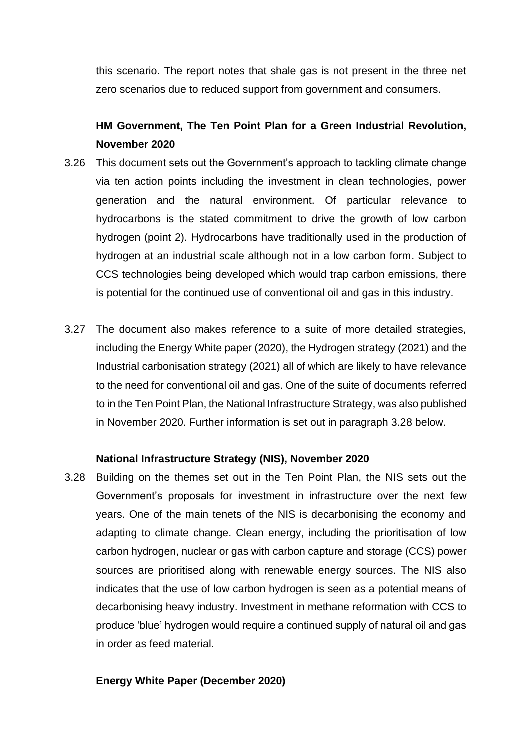this scenario. The report notes that shale gas is not present in the three net zero scenarios due to reduced support from government and consumers.

**HM Government, The Ten Point Plan for a Green Industrial Revolution, November 2020**

3.26 This document sets out the Government's approach to tackling climate change via ten action points including the investment in clean technologies, power generation and the natural environment. Of particular relevance to hydrocarbons is the stated commitment to drive the growth of low carbon hydrogen (point 2). Hydrocarbons have traditionally used in the production of hydrogen at an industrial scale although not in a low carbon form. Subject to CCS technologies being developed which would trap carbon emissions, there is potential for the continued use of conventional oil and gas in this industry.

3.27 The document also makes reference to a suite of more detailed strategies, including the Energy White paper (2020), the Hydrogen strategy (2021) and the Industrial carbonisation strategy (2021) all of which are likely to have relevance to the need for conventional oil and gas. One of the suite of documents referred to in the Ten Point Plan, the National Infrastructure Strategy, was also published in November 2020. Further information is set out in paragraph 3.28 below.

**National Infrastructure Strategy (NIS), November 2020**

3.28 Building on the themes set out in the Ten Point Plan, the NIS sets out the Government's proposals for investment in infrastructure over the next few years. One of the main tenets of the NIS is decarbonising the economy and adapting to climate change. Clean energy, including the prioritisation of low carbon hydrogen, nuclear or gas with carbon capture and storage (CCS) power sources are prioritised along with renewable energy sources. The NIS also indicates that the use of low carbon hydrogen is seen as a potential means of decarbonising heavy industry. Investment in methane reformation with CCS to produce 'blue' hydrogen would require a continued supply of natural oil and gas in order as feed material.

**Energy White Paper (December 2020)**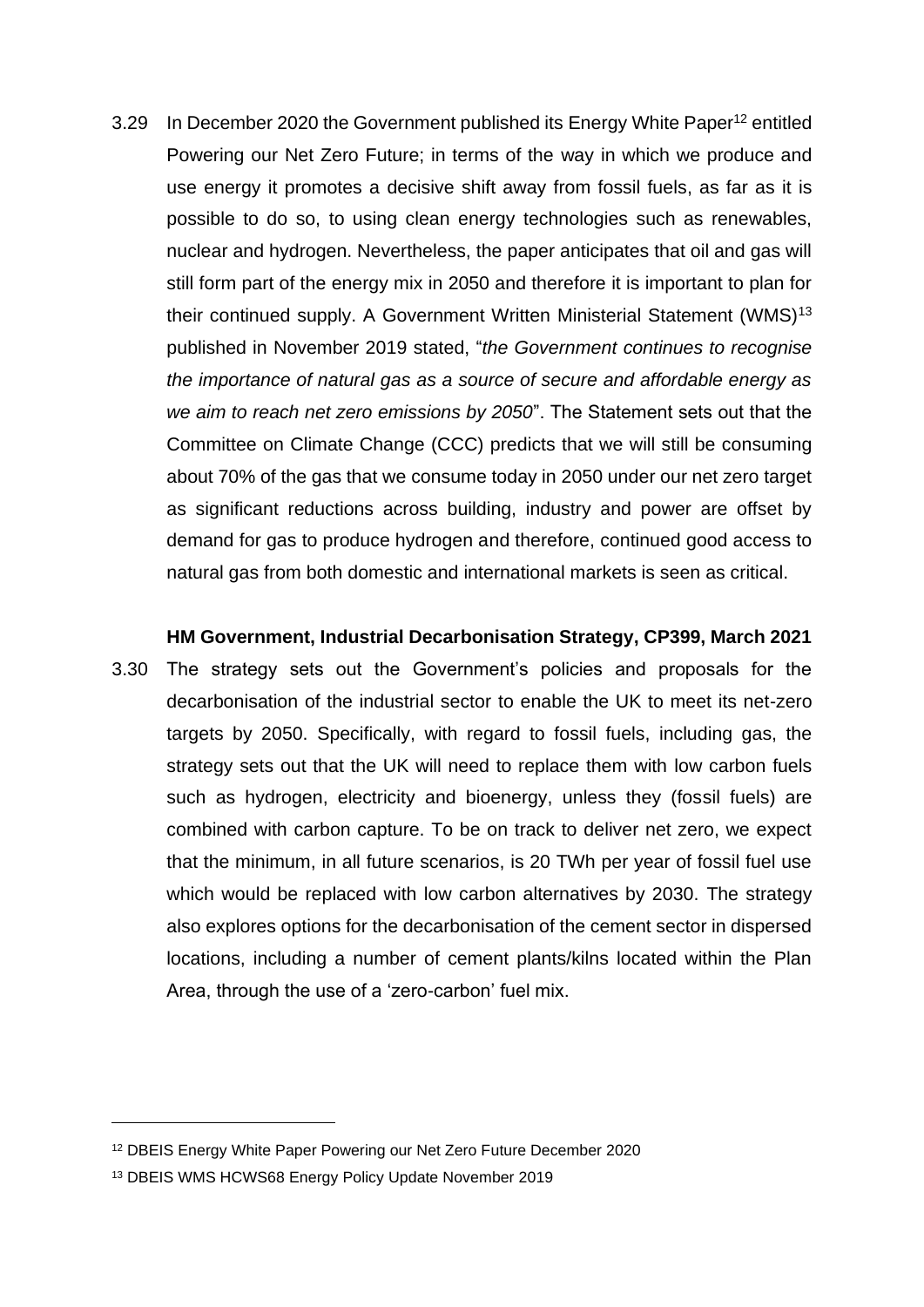3.29 In December 2020 the Government published its Energy White Paper[12] entitled Powering our Net Zero Future; in terms of the way in which we produce and use energy it promotes a decisive shift away from fossil fuels, as far as it is possible to do so, to using clean energy technologies such as renewables, nuclear and hydrogen. Nevertheless, the paper anticipates that oil and gas will still form part of the energy mix in 2050 and therefore it is important to plan for their continued supply. A Government Written Ministerial Statement (WMS)[13] published in November 2019 stated, "*the Government continues to recognise the importance of natural gas as a source of secure and affordable energy as we aim to reach net zero emissions by 2050*". The Statement sets out that the Committee on Climate Change (CCC) predicts that we will still be consuming about 70% of the gas that we consume today in 2050 under our net zero target as significant reductions across building, industry and power are offset by demand for gas to produce hydrogen and therefore, continued good access to natural gas from both domestic and international markets is seen as critical.

**HM Government, Industrial Decarbonisation Strategy, CP399, March 2021**

3.30 The strategy sets out the Government's policies and proposals for the decarbonisation of the industrial sector to enable the UK to meet its net-zero targets by 2050. Specifically, with regard to fossil fuels, including gas, the strategy sets out that the UK will need to replace them with low carbon fuels such as hydrogen, electricity and bioenergy, unless they (fossil fuels) are combined with carbon capture. To be on track to deliver net zero, we expect that the minimum, in all future scenarios, is 20 TWh per year of fossil fuel use which would be replaced with low carbon alternatives by 2030. The strategy also explores options for the decarbonisation of the cement sector in dispersed locations, including a number of cement plants/kilns located within the Plan Area, through the use of a 'zero-carbon' fuel mix.

---

[12] DBEIS Energy White Paper Powering our Net Zero Future December 2020

[13] DBEIS WMS HCWS68 Energy Policy Update November 2019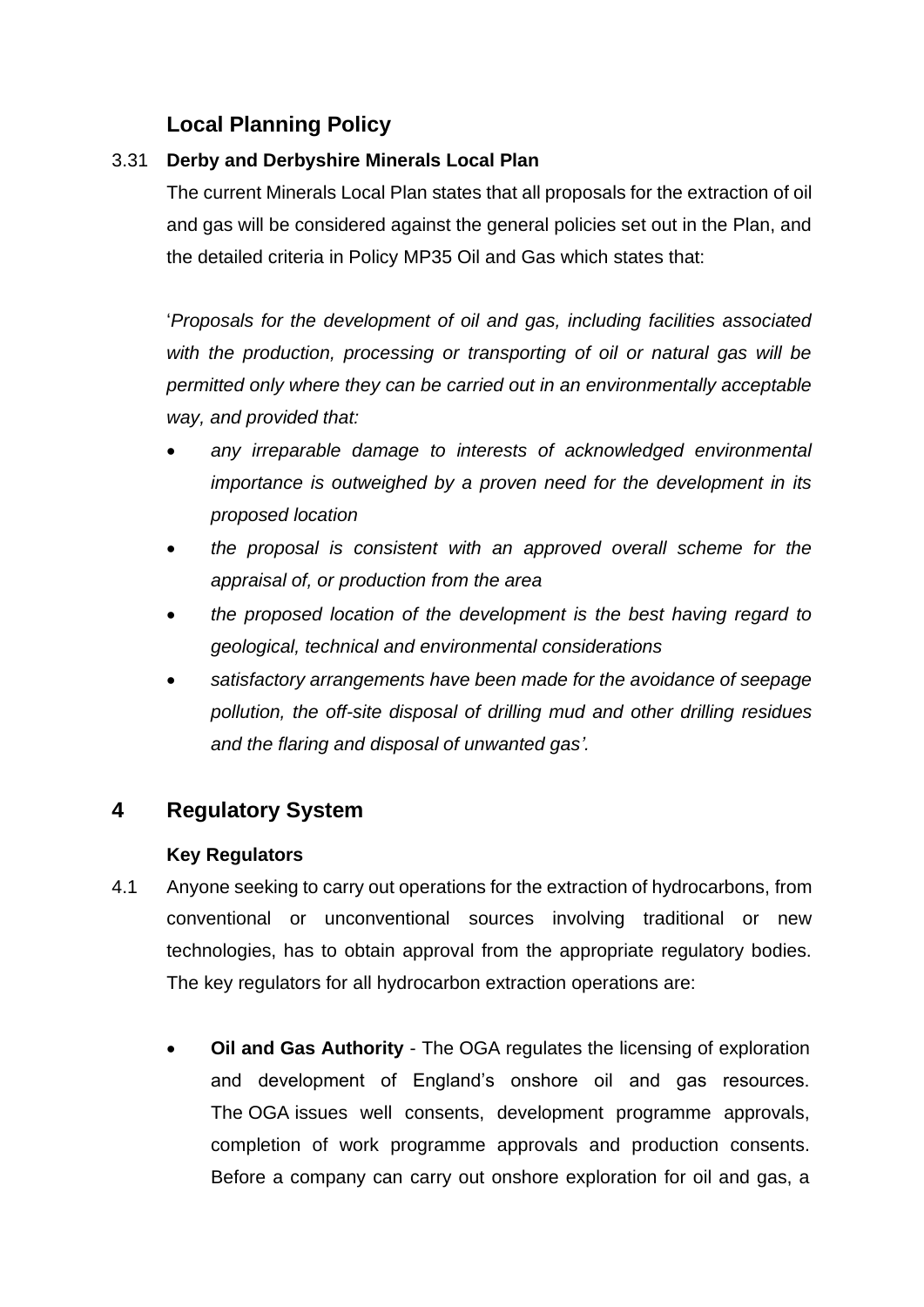## Local Planning Policy

3.31 **Derby and Derbyshire Minerals Local Plan**

The current Minerals Local Plan states that all proposals for the extraction of oil and gas will be considered against the general policies set out in the Plan, and the detailed criteria in Policy MP35 Oil and Gas which states that:

'*Proposals for the development of oil and gas, including facilities associated with the production, processing or transporting of oil or natural gas will be permitted only where they can be carried out in an environmentally acceptable way, and provided that:*

- *any irreparable damage to interests of acknowledged environmental importance is outweighed by a proven need for the development in its proposed location*
- *the proposal is consistent with an approved overall scheme for the appraisal of, or production from the area*
- *the proposed location of the development is the best having regard to geological, technical and environmental considerations*
- *satisfactory arrangements have been made for the avoidance of seepage pollution, the off-site disposal of drilling mud and other drilling residues and the flaring and disposal of unwanted gas'.*

# 4 Regulatory System

### Key Regulators

4.1 Anyone seeking to carry out operations for the extraction of hydrocarbons, from conventional or unconventional sources involving traditional or new technologies, has to obtain approval from the appropriate regulatory bodies. The key regulators for all hydrocarbon extraction operations are:

- **Oil and Gas Authority** - The OGA regulates the licensing of exploration and development of England's onshore oil and gas resources. The OGA issues well consents, development programme approvals, completion of work programme approvals and production consents. Before a company can carry out onshore exploration for oil and gas, a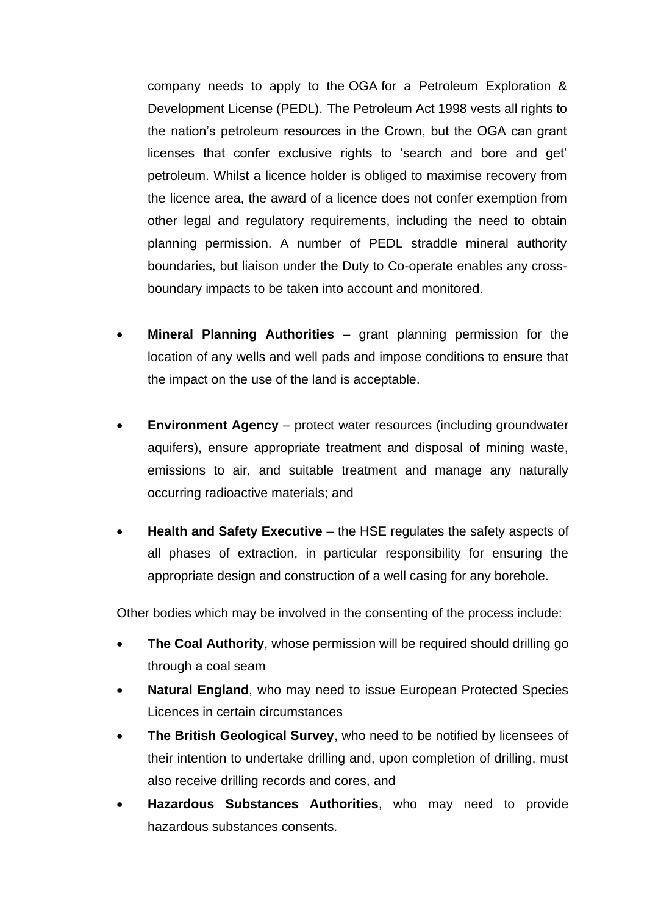company needs to apply to the OGA for a Petroleum Exploration & Development License (PEDL). The Petroleum Act 1998 vests all rights to the nation's petroleum resources in the Crown, but the OGA can grant licenses that confer exclusive rights to 'search and bore and get' petroleum. Whilst a licence holder is obliged to maximise recovery from the licence area, the award of a licence does not confer exemption from other legal and regulatory requirements, including the need to obtain planning permission. A number of PEDL straddle mineral authority boundaries, but liaison under the Duty to Co-operate enables any cross-boundary impacts to be taken into account and monitored.

- **Mineral Planning Authorities** – grant planning permission for the location of any wells and well pads and impose conditions to ensure that the impact on the use of the land is acceptable.

- **Environment Agency** – protect water resources (including groundwater aquifers), ensure appropriate treatment and disposal of mining waste, emissions to air, and suitable treatment and manage any naturally occurring radioactive materials; and

- **Health and Safety Executive** – the HSE regulates the safety aspects of all phases of extraction, in particular responsibility for ensuring the appropriate design and construction of a well casing for any borehole.

Other bodies which may be involved in the consenting of the process include:

- **The Coal Authority**, whose permission will be required should drilling go through a coal seam
- **Natural England**, who may need to issue European Protected Species Licences in certain circumstances
- **The British Geological Survey**, who need to be notified by licensees of their intention to undertake drilling and, upon completion of drilling, must also receive drilling records and cores, and
- **Hazardous Substances Authorities**, who may need to provide hazardous substances consents.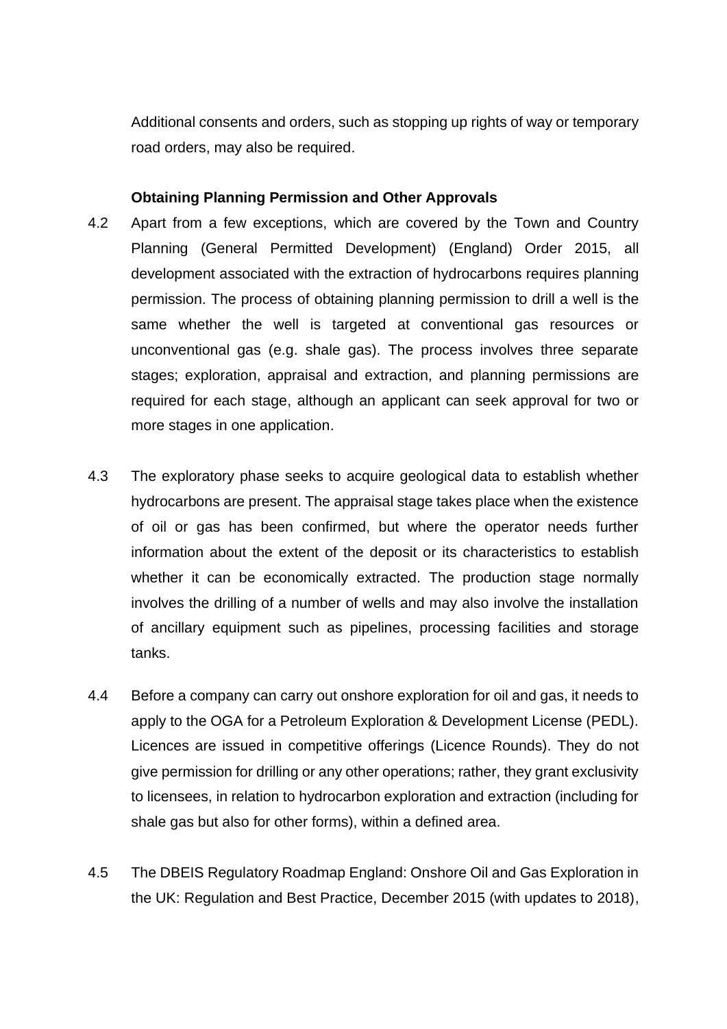Additional consents and orders, such as stopping up rights of way or temporary road orders, may also be required.

**Obtaining Planning Permission and Other Approvals**

4.2 Apart from a few exceptions, which are covered by the Town and Country Planning (General Permitted Development) (England) Order 2015, all development associated with the extraction of hydrocarbons requires planning permission. The process of obtaining planning permission to drill a well is the same whether the well is targeted at conventional gas resources or unconventional gas (e.g. shale gas). The process involves three separate stages; exploration, appraisal and extraction, and planning permissions are required for each stage, although an applicant can seek approval for two or more stages in one application.

4.3 The exploratory phase seeks to acquire geological data to establish whether hydrocarbons are present. The appraisal stage takes place when the existence of oil or gas has been confirmed, but where the operator needs further information about the extent of the deposit or its characteristics to establish whether it can be economically extracted. The production stage normally involves the drilling of a number of wells and may also involve the installation of ancillary equipment such as pipelines, processing facilities and storage tanks.

4.4 Before a company can carry out onshore exploration for oil and gas, it needs to apply to the OGA for a Petroleum Exploration & Development License (PEDL). Licences are issued in competitive offerings (Licence Rounds). They do not give permission for drilling or any other operations; rather, they grant exclusivity to licensees, in relation to hydrocarbon exploration and extraction (including for shale gas but also for other forms), within a defined area.

4.5 The DBEIS Regulatory Roadmap England: Onshore Oil and Gas Exploration in the UK: Regulation and Best Practice, December 2015 (with updates to 2018),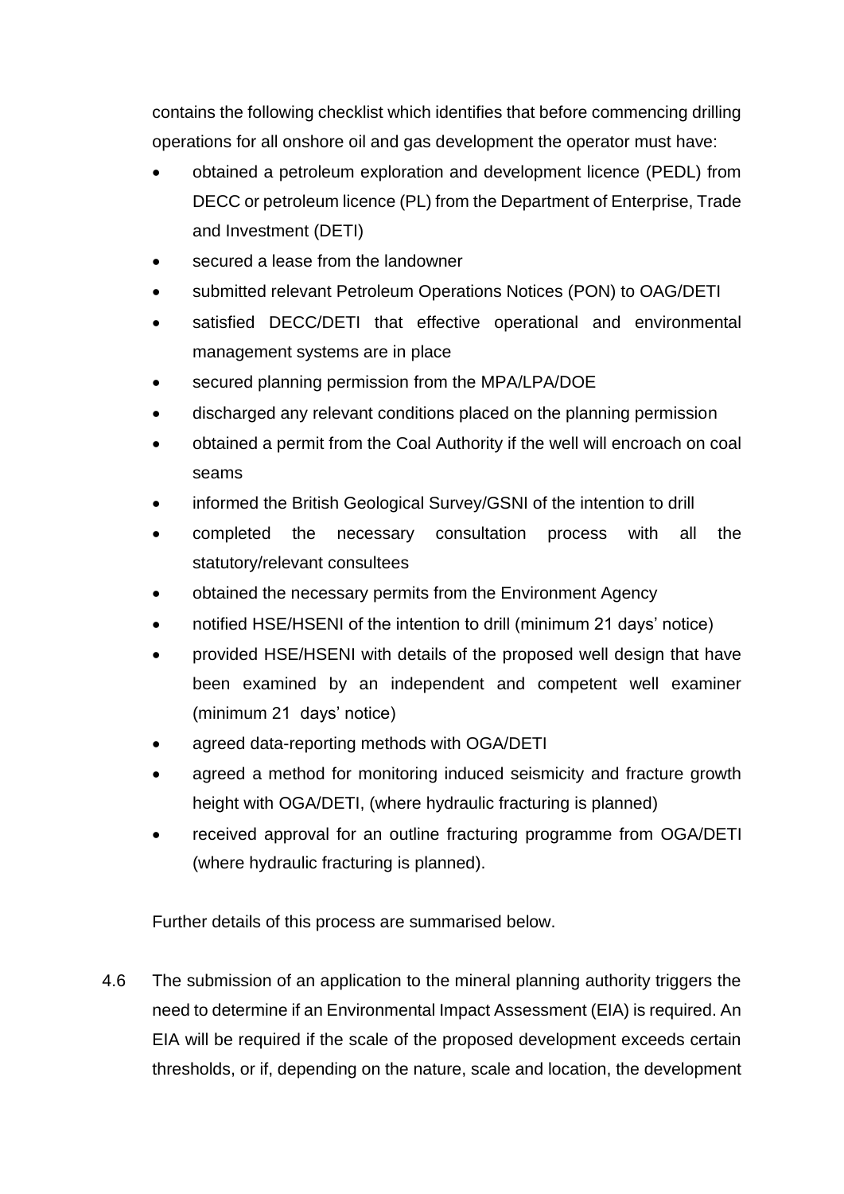contains the following checklist which identifies that before commencing drilling operations for all onshore oil and gas development the operator must have:

- obtained a petroleum exploration and development licence (PEDL) from DECC or petroleum licence (PL) from the Department of Enterprise, Trade and Investment (DETI)
- secured a lease from the landowner
- submitted relevant Petroleum Operations Notices (PON) to OAG/DETI
- satisfied DECC/DETI that effective operational and environmental management systems are in place
- secured planning permission from the MPA/LPA/DOE
- discharged any relevant conditions placed on the planning permission
- obtained a permit from the Coal Authority if the well will encroach on coal seams
- informed the British Geological Survey/GSNI of the intention to drill
- completed the necessary consultation process with all the statutory/relevant consultees
- obtained the necessary permits from the Environment Agency
- notified HSE/HSENI of the intention to drill (minimum 21 days' notice)
- provided HSE/HSENI with details of the proposed well design that have been examined by an independent and competent well examiner (minimum 21 days' notice)
- agreed data-reporting methods with OGA/DETI
- agreed a method for monitoring induced seismicity and fracture growth height with OGA/DETI, (where hydraulic fracturing is planned)
- received approval for an outline fracturing programme from OGA/DETI (where hydraulic fracturing is planned).

Further details of this process are summarised below.

4.6 The submission of an application to the mineral planning authority triggers the need to determine if an Environmental Impact Assessment (EIA) is required. An EIA will be required if the scale of the proposed development exceeds certain thresholds, or if, depending on the nature, scale and location, the development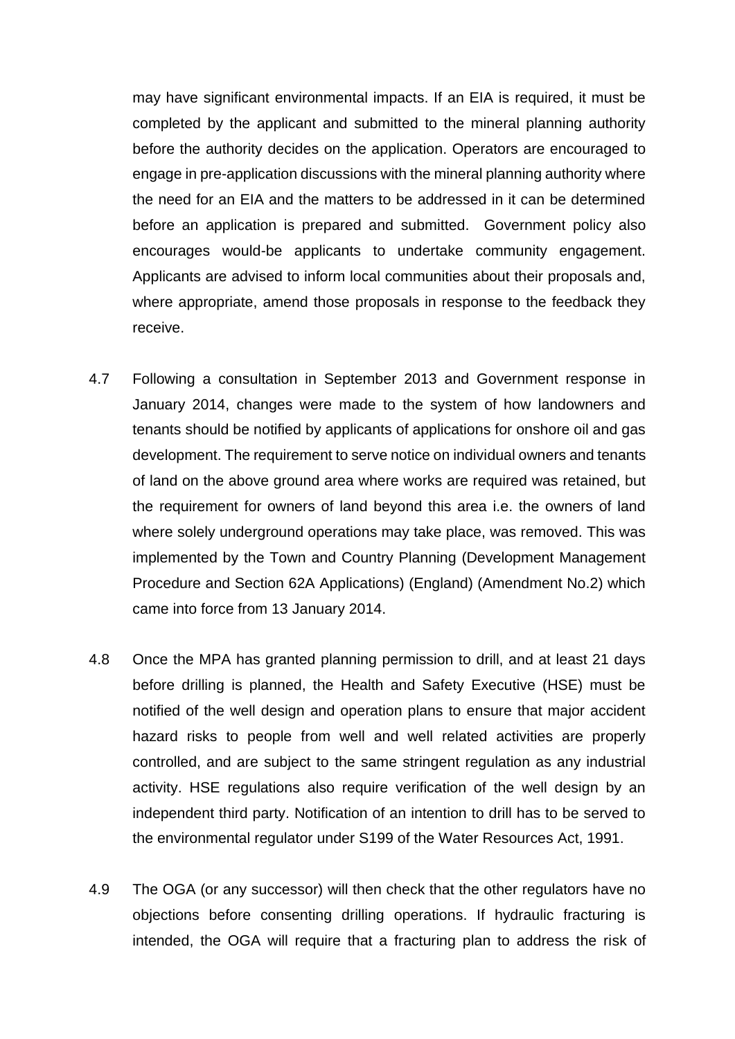may have significant environmental impacts. If an EIA is required, it must be completed by the applicant and submitted to the mineral planning authority before the authority decides on the application. Operators are encouraged to engage in pre-application discussions with the mineral planning authority where the need for an EIA and the matters to be addressed in it can be determined before an application is prepared and submitted. Government policy also encourages would-be applicants to undertake community engagement. Applicants are advised to inform local communities about their proposals and, where appropriate, amend those proposals in response to the feedback they receive.

4.7 Following a consultation in September 2013 and Government response in January 2014, changes were made to the system of how landowners and tenants should be notified by applicants of applications for onshore oil and gas development. The requirement to serve notice on individual owners and tenants of land on the above ground area where works are required was retained, but the requirement for owners of land beyond this area i.e. the owners of land where solely underground operations may take place, was removed. This was implemented by the Town and Country Planning (Development Management Procedure and Section 62A Applications) (England) (Amendment No.2) which came into force from 13 January 2014.

4.8 Once the MPA has granted planning permission to drill, and at least 21 days before drilling is planned, the Health and Safety Executive (HSE) must be notified of the well design and operation plans to ensure that major accident hazard risks to people from well and well related activities are properly controlled, and are subject to the same stringent regulation as any industrial activity. HSE regulations also require verification of the well design by an independent third party. Notification of an intention to drill has to be served to the environmental regulator under S199 of the Water Resources Act, 1991.

4.9 The OGA (or any successor) will then check that the other regulators have no objections before consenting drilling operations. If hydraulic fracturing is intended, the OGA will require that a fracturing plan to address the risk of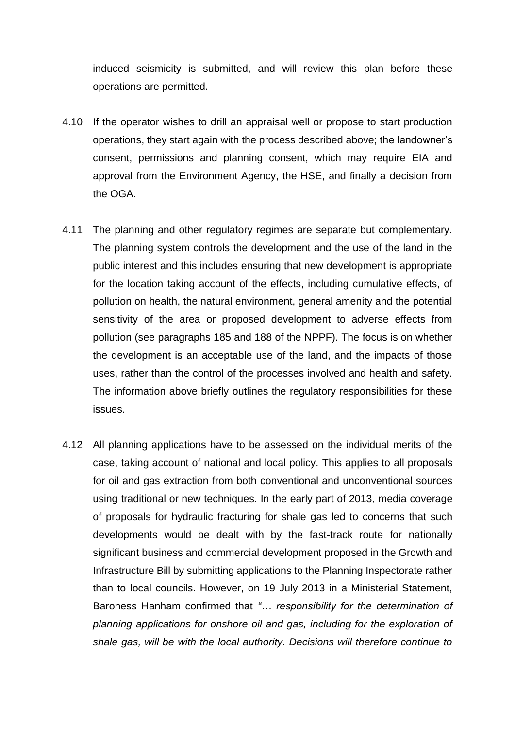induced seismicity is submitted, and will review this plan before these operations are permitted.

4.10 If the operator wishes to drill an appraisal well or propose to start production operations, they start again with the process described above; the landowner's consent, permissions and planning consent, which may require EIA and approval from the Environment Agency, the HSE, and finally a decision from the OGA.

4.11 The planning and other regulatory regimes are separate but complementary. The planning system controls the development and the use of the land in the public interest and this includes ensuring that new development is appropriate for the location taking account of the effects, including cumulative effects, of pollution on health, the natural environment, general amenity and the potential sensitivity of the area or proposed development to adverse effects from pollution (see paragraphs 185 and 188 of the NPPF). The focus is on whether the development is an acceptable use of the land, and the impacts of those uses, rather than the control of the processes involved and health and safety. The information above briefly outlines the regulatory responsibilities for these issues.

4.12 All planning applications have to be assessed on the individual merits of the case, taking account of national and local policy. This applies to all proposals for oil and gas extraction from both conventional and unconventional sources using traditional or new techniques. In the early part of 2013, media coverage of proposals for hydraulic fracturing for shale gas led to concerns that such developments would be dealt with by the fast-track route for nationally significant business and commercial development proposed in the Growth and Infrastructure Bill by submitting applications to the Planning Inspectorate rather than to local councils. However, on 19 July 2013 in a Ministerial Statement, Baroness Hanham confirmed that *"… responsibility for the determination of planning applications for onshore oil and gas, including for the exploration of shale gas, will be with the local authority. Decisions will therefore continue to*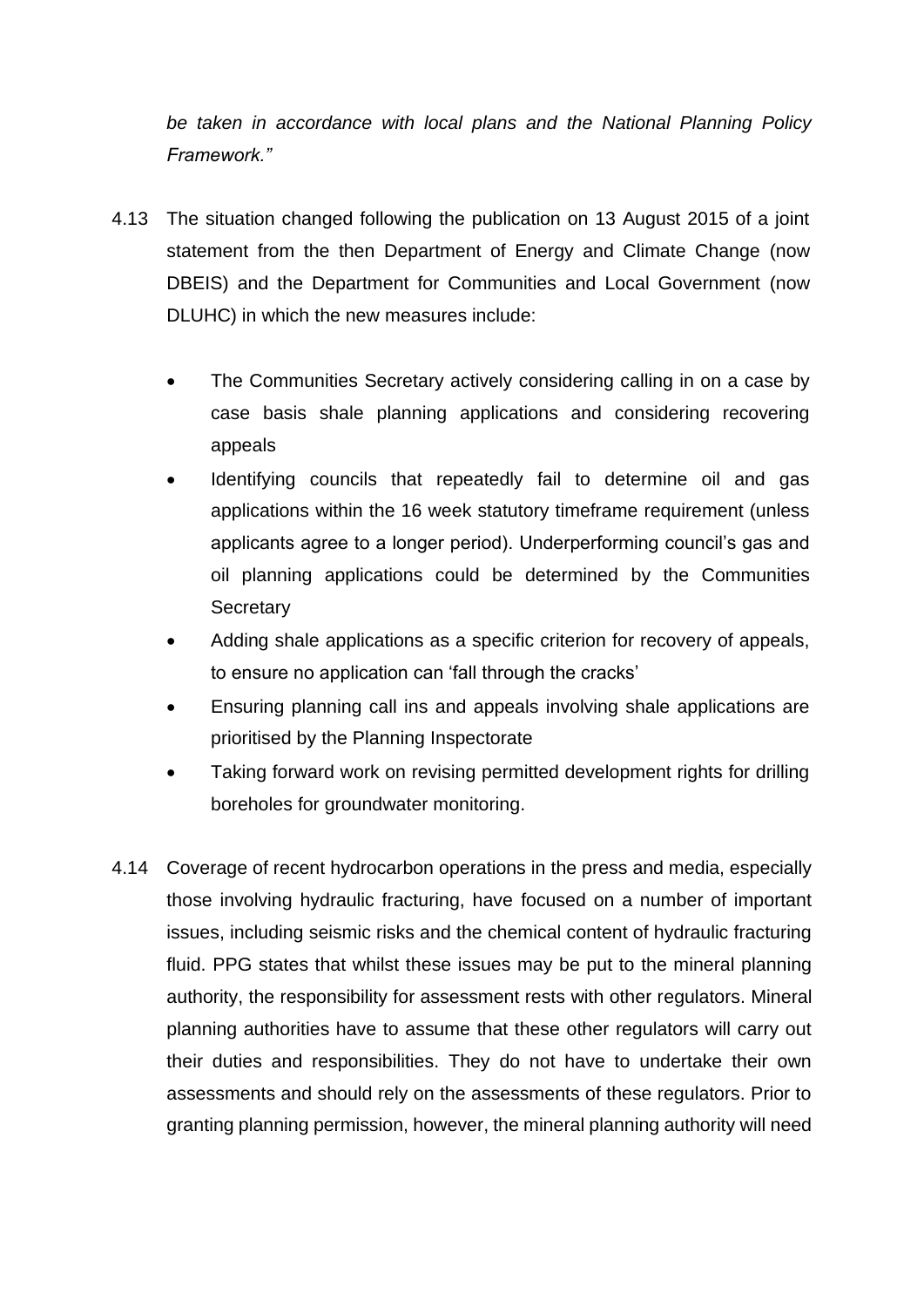*be taken in accordance with local plans and the National Planning Policy Framework."*

4.13 The situation changed following the publication on 13 August 2015 of a joint statement from the then Department of Energy and Climate Change (now DBEIS) and the Department for Communities and Local Government (now DLUHC) in which the new measures include:

- The Communities Secretary actively considering calling in on a case by case basis shale planning applications and considering recovering appeals
- Identifying councils that repeatedly fail to determine oil and gas applications within the 16 week statutory timeframe requirement (unless applicants agree to a longer period). Underperforming council's gas and oil planning applications could be determined by the Communities Secretary
- Adding shale applications as a specific criterion for recovery of appeals, to ensure no application can 'fall through the cracks'
- Ensuring planning call ins and appeals involving shale applications are prioritised by the Planning Inspectorate
- Taking forward work on revising permitted development rights for drilling boreholes for groundwater monitoring.

4.14 Coverage of recent hydrocarbon operations in the press and media, especially those involving hydraulic fracturing, have focused on a number of important issues, including seismic risks and the chemical content of hydraulic fracturing fluid. PPG states that whilst these issues may be put to the mineral planning authority, the responsibility for assessment rests with other regulators. Mineral planning authorities have to assume that these other regulators will carry out their duties and responsibilities. They do not have to undertake their own assessments and should rely on the assessments of these regulators. Prior to granting planning permission, however, the mineral planning authority will need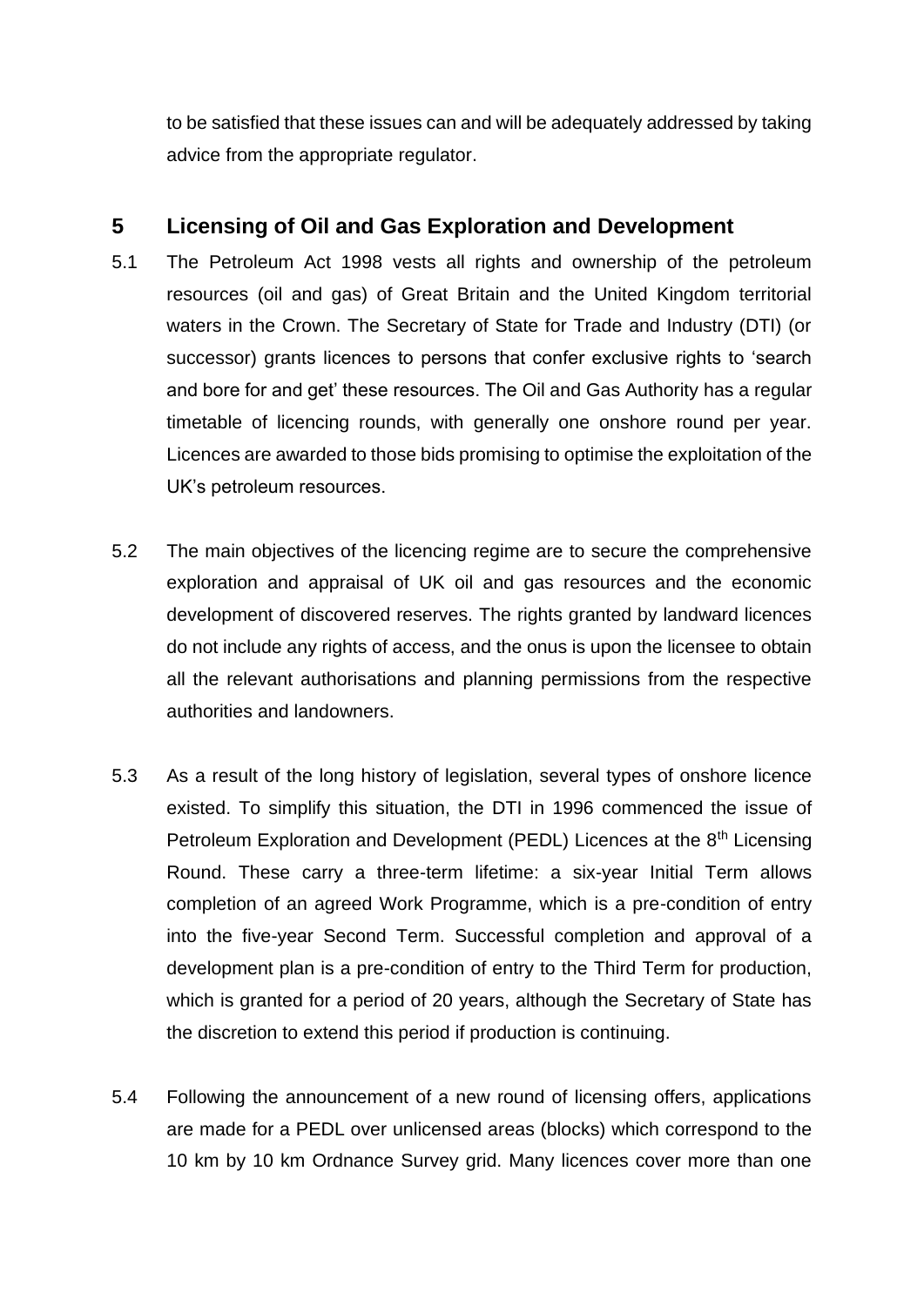to be satisfied that these issues can and will be adequately addressed by taking advice from the appropriate regulator.

## 5 Licensing of Oil and Gas Exploration and Development

5.1 The Petroleum Act 1998 vests all rights and ownership of the petroleum resources (oil and gas) of Great Britain and the United Kingdom territorial waters in the Crown. The Secretary of State for Trade and Industry (DTI) (or successor) grants licences to persons that confer exclusive rights to 'search and bore for and get' these resources. The Oil and Gas Authority has a regular timetable of licencing rounds, with generally one onshore round per year. Licences are awarded to those bids promising to optimise the exploitation of the UK's petroleum resources.

5.2 The main objectives of the licencing regime are to secure the comprehensive exploration and appraisal of UK oil and gas resources and the economic development of discovered reserves. The rights granted by landward licences do not include any rights of access, and the onus is upon the licensee to obtain all the relevant authorisations and planning permissions from the respective authorities and landowners.

5.3 As a result of the long history of legislation, several types of onshore licence existed. To simplify this situation, the DTI in 1996 commenced the issue of Petroleum Exploration and Development (PEDL) Licences at the 8th Licensing Round. These carry a three-term lifetime: a six-year Initial Term allows completion of an agreed Work Programme, which is a pre-condition of entry into the five-year Second Term. Successful completion and approval of a development plan is a pre-condition of entry to the Third Term for production, which is granted for a period of 20 years, although the Secretary of State has the discretion to extend this period if production is continuing.

5.4 Following the announcement of a new round of licensing offers, applications are made for a PEDL over unlicensed areas (blocks) which correspond to the 10 km by 10 km Ordnance Survey grid. Many licences cover more than one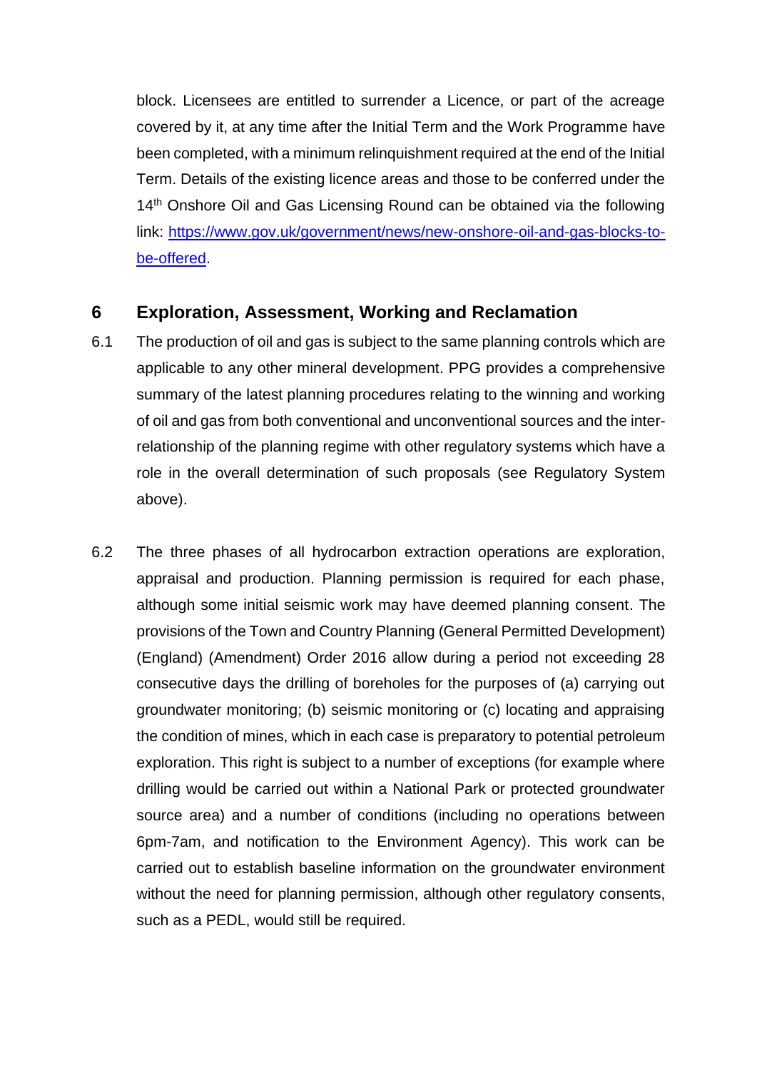block. Licensees are entitled to surrender a Licence, or part of the acreage covered by it, at any time after the Initial Term and the Work Programme have been completed, with a minimum relinquishment required at the end of the Initial Term. Details of the existing licence areas and those to be conferred under the 14th Onshore Oil and Gas Licensing Round can be obtained via the following link: [https://www.gov.uk/government/news/new-onshore-oil-and-gas-blocks-to-be-offered](https://www.gov.uk/government/news/new-onshore-oil-and-gas-blocks-to-be-offered).

## 6 Exploration, Assessment, Working and Reclamation

6.1 The production of oil and gas is subject to the same planning controls which are applicable to any other mineral development. PPG provides a comprehensive summary of the latest planning procedures relating to the winning and working of oil and gas from both conventional and unconventional sources and the inter-relationship of the planning regime with other regulatory systems which have a role in the overall determination of such proposals (see Regulatory System above).

6.2 The three phases of all hydrocarbon extraction operations are exploration, appraisal and production. Planning permission is required for each phase, although some initial seismic work may have deemed planning consent. The provisions of the Town and Country Planning (General Permitted Development) (England) (Amendment) Order 2016 allow during a period not exceeding 28 consecutive days the drilling of boreholes for the purposes of (a) carrying out groundwater monitoring; (b) seismic monitoring or (c) locating and appraising the condition of mines, which in each case is preparatory to potential petroleum exploration. This right is subject to a number of exceptions (for example where drilling would be carried out within a National Park or protected groundwater source area) and a number of conditions (including no operations between 6pm-7am, and notification to the Environment Agency). This work can be carried out to establish baseline information on the groundwater environment without the need for planning permission, although other regulatory consents, such as a PEDL, would still be required.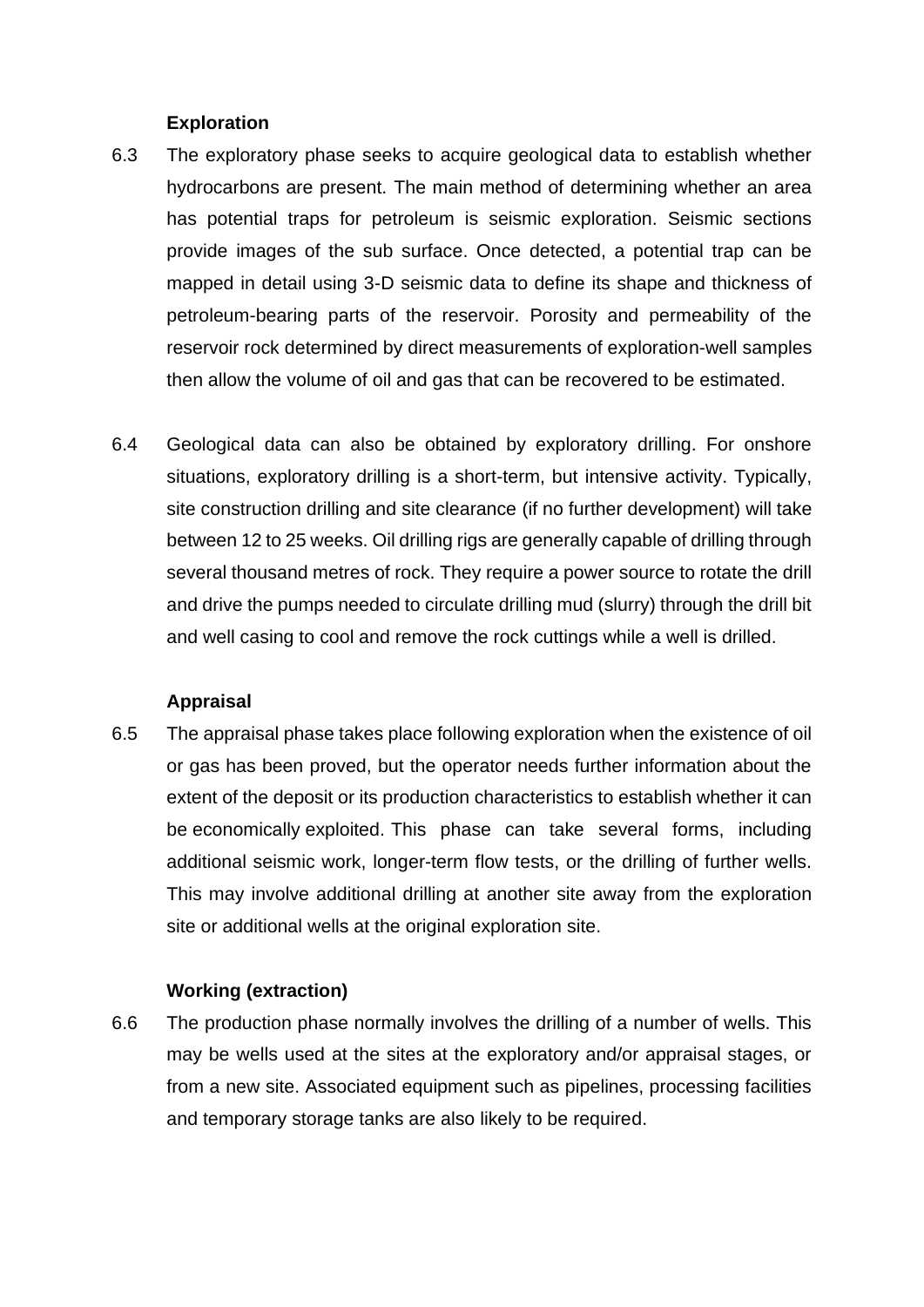**Exploration**

6.3 The exploratory phase seeks to acquire geological data to establish whether hydrocarbons are present. The main method of determining whether an area has potential traps for petroleum is seismic exploration. Seismic sections provide images of the sub surface. Once detected, a potential trap can be mapped in detail using 3-D seismic data to define its shape and thickness of petroleum-bearing parts of the reservoir. Porosity and permeability of the reservoir rock determined by direct measurements of exploration-well samples then allow the volume of oil and gas that can be recovered to be estimated.

6.4 Geological data can also be obtained by exploratory drilling. For onshore situations, exploratory drilling is a short-term, but intensive activity. Typically, site construction drilling and site clearance (if no further development) will take between 12 to 25 weeks. Oil drilling rigs are generally capable of drilling through several thousand metres of rock. They require a power source to rotate the drill and drive the pumps needed to circulate drilling mud (slurry) through the drill bit and well casing to cool and remove the rock cuttings while a well is drilled.

**Appraisal**

6.5 The appraisal phase takes place following exploration when the existence of oil or gas has been proved, but the operator needs further information about the extent of the deposit or its production characteristics to establish whether it can be economically exploited. This phase can take several forms, including additional seismic work, longer-term flow tests, or the drilling of further wells. This may involve additional drilling at another site away from the exploration site or additional wells at the original exploration site.

**Working (extraction)**

6.6 The production phase normally involves the drilling of a number of wells. This may be wells used at the sites at the exploratory and/or appraisal stages, or from a new site. Associated equipment such as pipelines, processing facilities and temporary storage tanks are also likely to be required.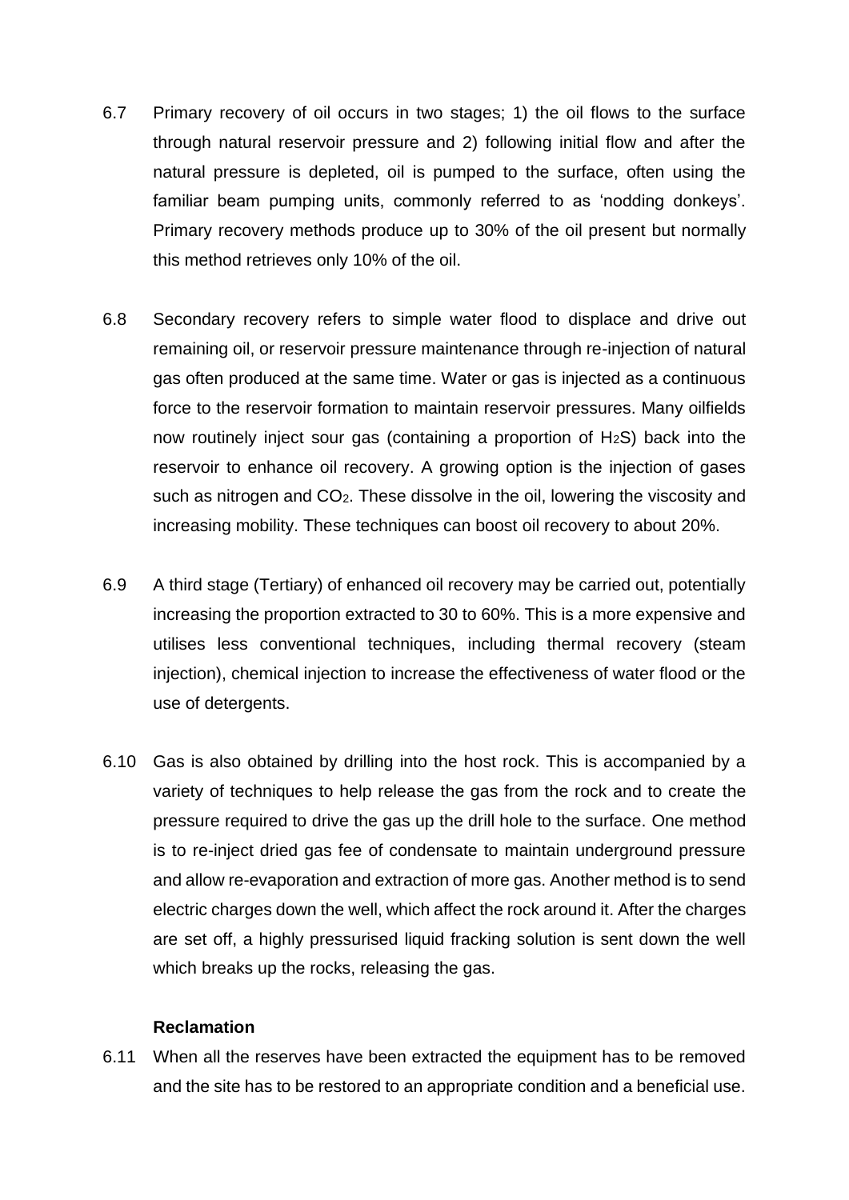6.7 Primary recovery of oil occurs in two stages; 1) the oil flows to the surface through natural reservoir pressure and 2) following initial flow and after the natural pressure is depleted, oil is pumped to the surface, often using the familiar beam pumping units, commonly referred to as 'nodding donkeys'. Primary recovery methods produce up to 30% of the oil present but normally this method retrieves only 10% of the oil.

6.8 Secondary recovery refers to simple water flood to displace and drive out remaining oil, or reservoir pressure maintenance through re-injection of natural gas often produced at the same time. Water or gas is injected as a continuous force to the reservoir formation to maintain reservoir pressures. Many oilfields now routinely inject sour gas (containing a proportion of $H_2S$) back into the reservoir to enhance oil recovery. A growing option is the injection of gases such as nitrogen and $CO_2$. These dissolve in the oil, lowering the viscosity and increasing mobility. These techniques can boost oil recovery to about 20%.

6.9 A third stage (Tertiary) of enhanced oil recovery may be carried out, potentially increasing the proportion extracted to 30 to 60%. This is a more expensive and utilises less conventional techniques, including thermal recovery (steam injection), chemical injection to increase the effectiveness of water flood or the use of detergents.

6.10 Gas is also obtained by drilling into the host rock. This is accompanied by a variety of techniques to help release the gas from the rock and to create the pressure required to drive the gas up the drill hole to the surface. One method is to re-inject dried gas fee of condensate to maintain underground pressure and allow re-evaporation and extraction of more gas. Another method is to send electric charges down the well, which affect the rock around it. After the charges are set off, a highly pressurised liquid fracking solution is sent down the well which breaks up the rocks, releasing the gas.

**Reclamation**

6.11 When all the reserves have been extracted the equipment has to be removed and the site has to be restored to an appropriate condition and a beneficial use.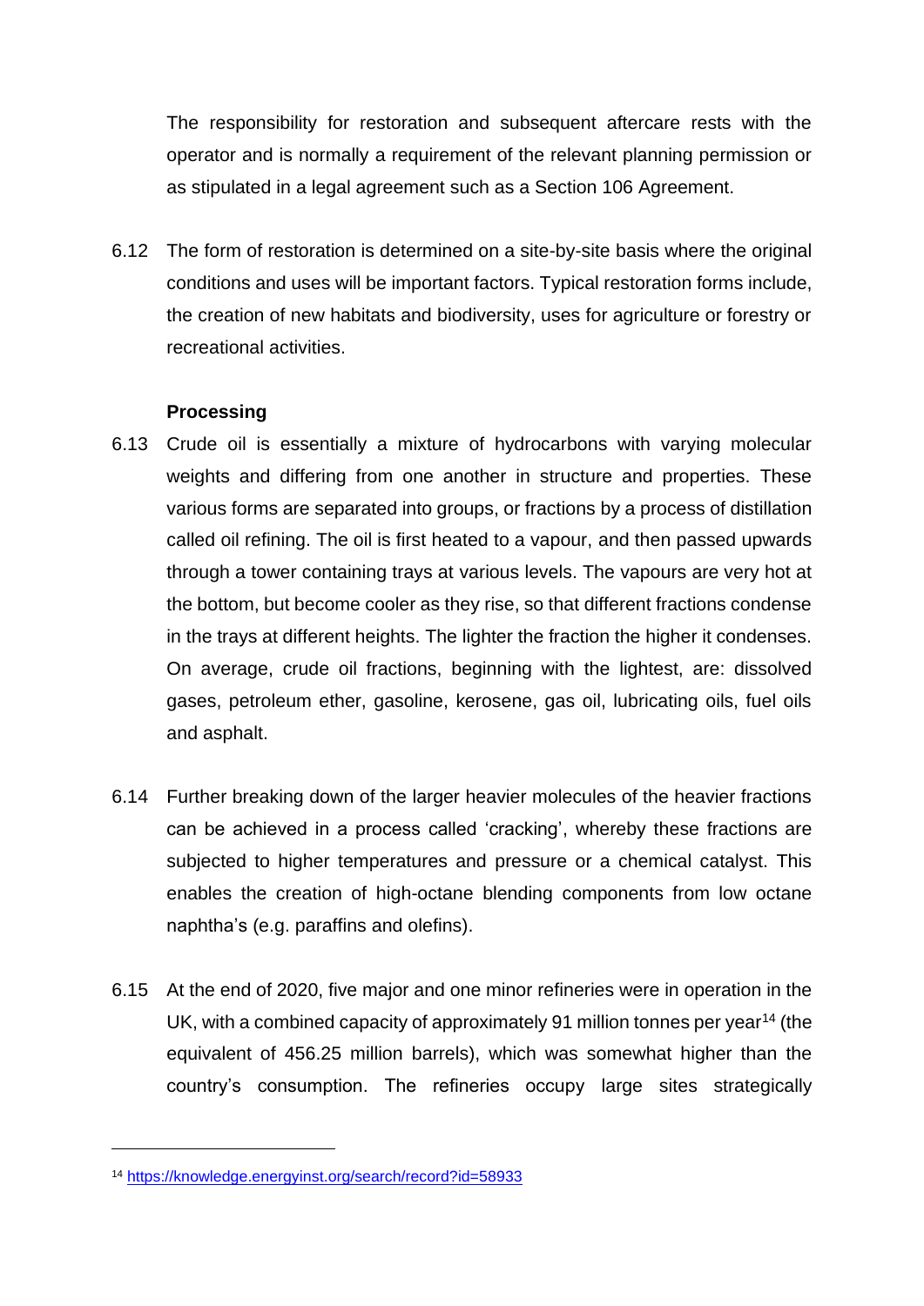The responsibility for restoration and subsequent aftercare rests with the operator and is normally a requirement of the relevant planning permission or as stipulated in a legal agreement such as a Section 106 Agreement.

6.12 The form of restoration is determined on a site-by-site basis where the original conditions and uses will be important factors. Typical restoration forms include, the creation of new habitats and biodiversity, uses for agriculture or forestry or recreational activities.

### Processing

6.13 Crude oil is essentially a mixture of hydrocarbons with varying molecular weights and differing from one another in structure and properties. These various forms are separated into groups, or fractions by a process of distillation called oil refining. The oil is first heated to a vapour, and then passed upwards through a tower containing trays at various levels. The vapours are very hot at the bottom, but become cooler as they rise, so that different fractions condense in the trays at different heights. The lighter the fraction the higher it condenses. On average, crude oil fractions, beginning with the lightest, are: dissolved gases, petroleum ether, gasoline, kerosene, gas oil, lubricating oils, fuel oils and asphalt.

6.14 Further breaking down of the larger heavier molecules of the heavier fractions can be achieved in a process called 'cracking', whereby these fractions are subjected to higher temperatures and pressure or a chemical catalyst. This enables the creation of high-octane blending components from low octane naphtha's (e.g. paraffins and olefins).

6.15 At the end of 2020, five major and one minor refineries were in operation in the UK, with a combined capacity of approximately 91 million tonnes per year[14] (the equivalent of 456.25 million barrels), which was somewhat higher than the country's consumption. The refineries occupy large sites strategically

[14] https://knowledge.energyinst.org/search/record?id=58933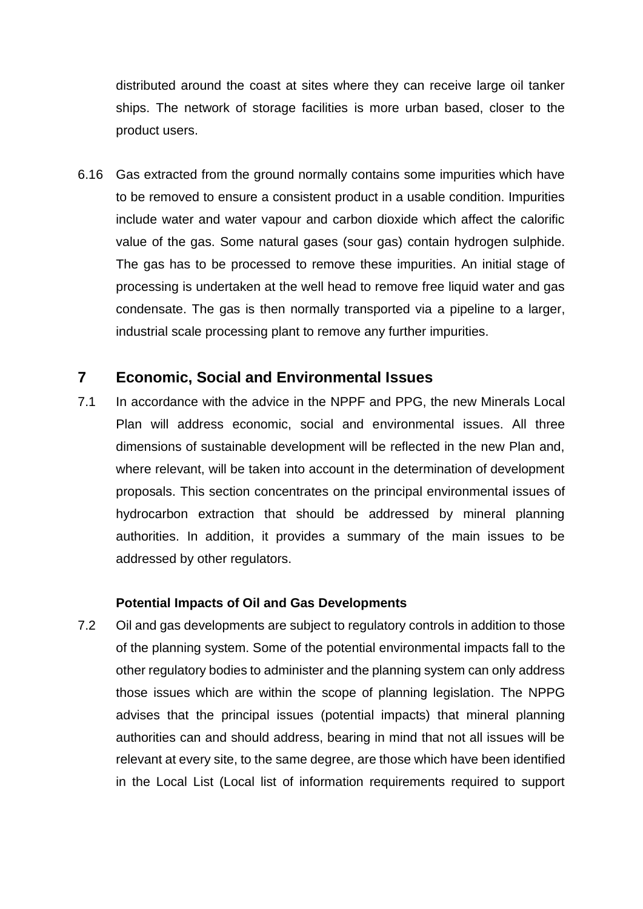distributed around the coast at sites where they can receive large oil tanker ships. The network of storage facilities is more urban based, closer to the product users.

6.16 Gas extracted from the ground normally contains some impurities which have to be removed to ensure a consistent product in a usable condition. Impurities include water and water vapour and carbon dioxide which affect the calorific value of the gas. Some natural gases (sour gas) contain hydrogen sulphide. The gas has to be processed to remove these impurities. An initial stage of processing is undertaken at the well head to remove free liquid water and gas condensate. The gas is then normally transported via a pipeline to a larger, industrial scale processing plant to remove any further impurities.

## 7 Economic, Social and Environmental Issues

7.1 In accordance with the advice in the NPPF and PPG, the new Minerals Local Plan will address economic, social and environmental issues. All three dimensions of sustainable development will be reflected in the new Plan and, where relevant, will be taken into account in the determination of development proposals. This section concentrates on the principal environmental issues of hydrocarbon extraction that should be addressed by mineral planning authorities. In addition, it provides a summary of the main issues to be addressed by other regulators.

**Potential Impacts of Oil and Gas Developments**

7.2 Oil and gas developments are subject to regulatory controls in addition to those of the planning system. Some of the potential environmental impacts fall to the other regulatory bodies to administer and the planning system can only address those issues which are within the scope of planning legislation. The NPPG advises that the principal issues (potential impacts) that mineral planning authorities can and should address, bearing in mind that not all issues will be relevant at every site, to the same degree, are those which have been identified in the Local List (Local list of information requirements required to support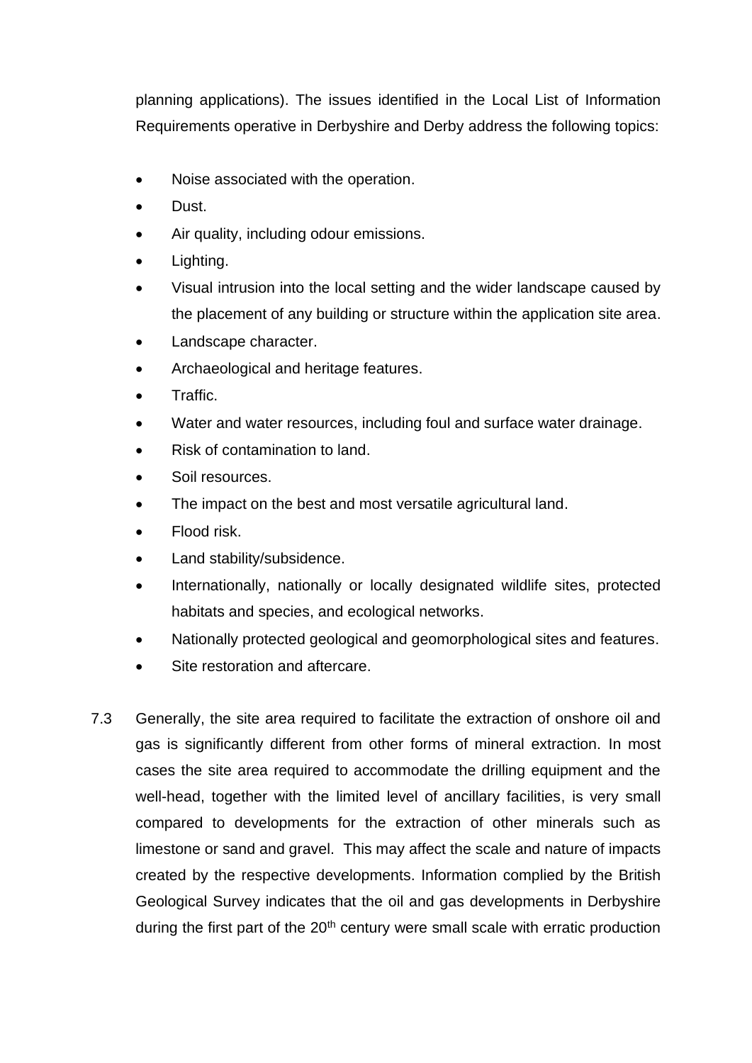planning applications). The issues identified in the Local List of Information Requirements operative in Derbyshire and Derby address the following topics:

- Noise associated with the operation.
- Dust.
- Air quality, including odour emissions.
- Lighting.
- Visual intrusion into the local setting and the wider landscape caused by the placement of any building or structure within the application site area.
- Landscape character.
- Archaeological and heritage features.
- Traffic.
- Water and water resources, including foul and surface water drainage.
- Risk of contamination to land.
- Soil resources.
- The impact on the best and most versatile agricultural land.
- Flood risk.
- Land stability/subsidence.
- Internationally, nationally or locally designated wildlife sites, protected habitats and species, and ecological networks.
- Nationally protected geological and geomorphological sites and features.
- Site restoration and aftercare.

7.3 Generally, the site area required to facilitate the extraction of onshore oil and gas is significantly different from other forms of mineral extraction. In most cases the site area required to accommodate the drilling equipment and the well-head, together with the limited level of ancillary facilities, is very small compared to developments for the extraction of other minerals such as limestone or sand and gravel. This may affect the scale and nature of impacts created by the respective developments. Information complied by the British Geological Survey indicates that the oil and gas developments in Derbyshire during the first part of the 20th century were small scale with erratic production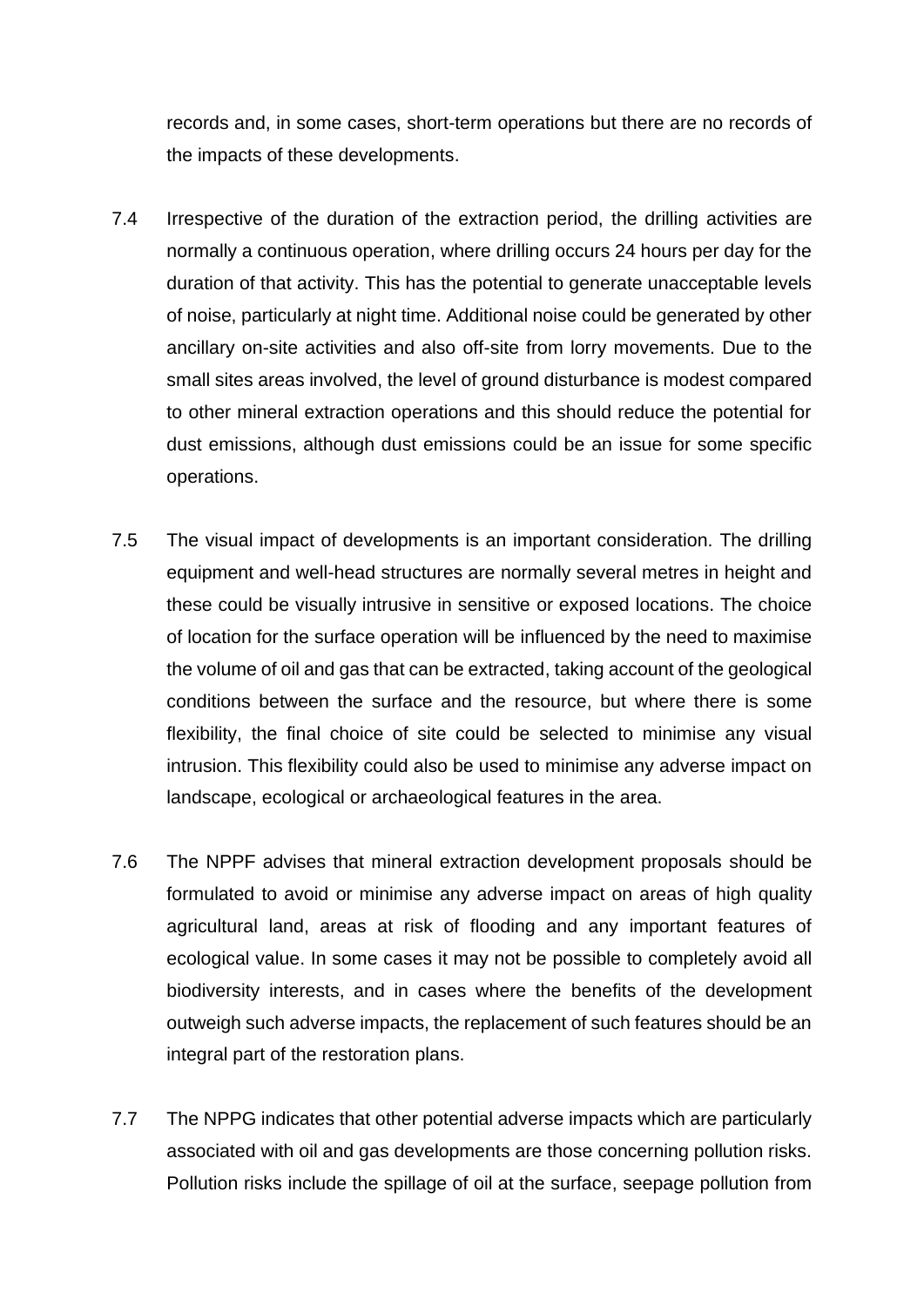records and, in some cases, short-term operations but there are no records of the impacts of these developments.

7.4 Irrespective of the duration of the extraction period, the drilling activities are normally a continuous operation, where drilling occurs 24 hours per day for the duration of that activity. This has the potential to generate unacceptable levels of noise, particularly at night time. Additional noise could be generated by other ancillary on-site activities and also off-site from lorry movements. Due to the small sites areas involved, the level of ground disturbance is modest compared to other mineral extraction operations and this should reduce the potential for dust emissions, although dust emissions could be an issue for some specific operations.

7.5 The visual impact of developments is an important consideration. The drilling equipment and well-head structures are normally several metres in height and these could be visually intrusive in sensitive or exposed locations. The choice of location for the surface operation will be influenced by the need to maximise the volume of oil and gas that can be extracted, taking account of the geological conditions between the surface and the resource, but where there is some flexibility, the final choice of site could be selected to minimise any visual intrusion. This flexibility could also be used to minimise any adverse impact on landscape, ecological or archaeological features in the area.

7.6 The NPPF advises that mineral extraction development proposals should be formulated to avoid or minimise any adverse impact on areas of high quality agricultural land, areas at risk of flooding and any important features of ecological value. In some cases it may not be possible to completely avoid all biodiversity interests, and in cases where the benefits of the development outweigh such adverse impacts, the replacement of such features should be an integral part of the restoration plans.

7.7 The NPPG indicates that other potential adverse impacts which are particularly associated with oil and gas developments are those concerning pollution risks. Pollution risks include the spillage of oil at the surface, seepage pollution from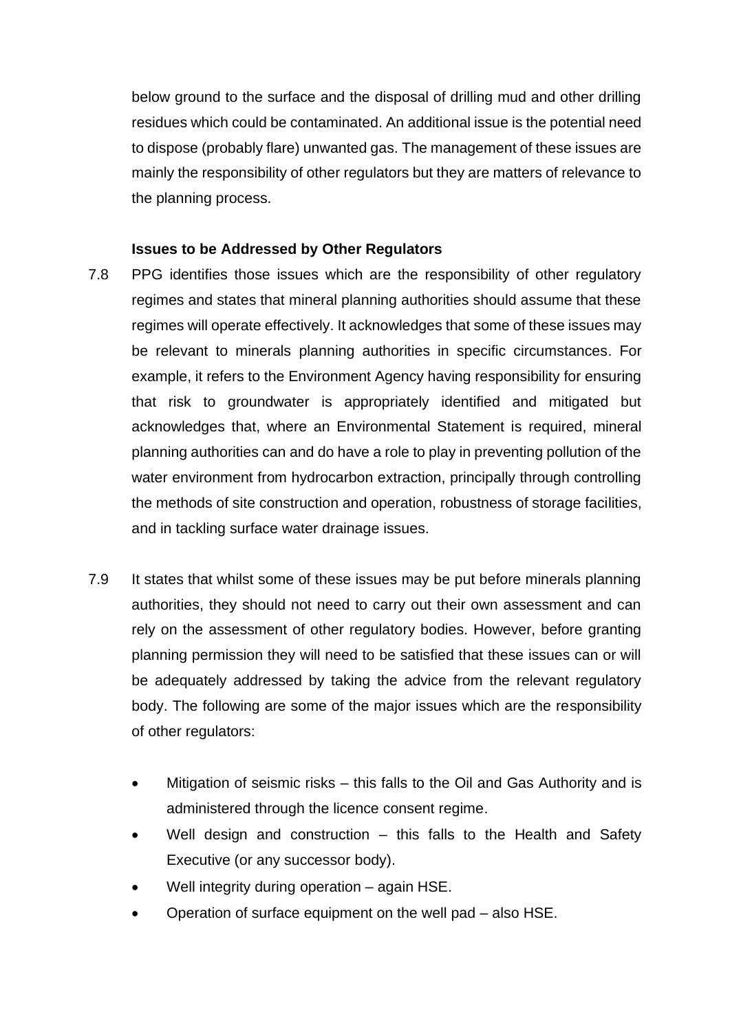below ground to the surface and the disposal of drilling mud and other drilling residues which could be contaminated. An additional issue is the potential need to dispose (probably flare) unwanted gas. The management of these issues are mainly the responsibility of other regulators but they are matters of relevance to the planning process.

**Issues to be Addressed by Other Regulators**

7.8 PPG identifies those issues which are the responsibility of other regulatory regimes and states that mineral planning authorities should assume that these regimes will operate effectively. It acknowledges that some of these issues may be relevant to minerals planning authorities in specific circumstances. For example, it refers to the Environment Agency having responsibility for ensuring that risk to groundwater is appropriately identified and mitigated but acknowledges that, where an Environmental Statement is required, mineral planning authorities can and do have a role to play in preventing pollution of the water environment from hydrocarbon extraction, principally through controlling the methods of site construction and operation, robustness of storage facilities, and in tackling surface water drainage issues.

7.9 It states that whilst some of these issues may be put before minerals planning authorities, they should not need to carry out their own assessment and can rely on the assessment of other regulatory bodies. However, before granting planning permission they will need to be satisfied that these issues can or will be adequately addressed by taking the advice from the relevant regulatory body. The following are some of the major issues which are the responsibility of other regulators:

- Mitigation of seismic risks – this falls to the Oil and Gas Authority and is administered through the licence consent regime.
- Well design and construction – this falls to the Health and Safety Executive (or any successor body).
- Well integrity during operation – again HSE.
- Operation of surface equipment on the well pad – also HSE.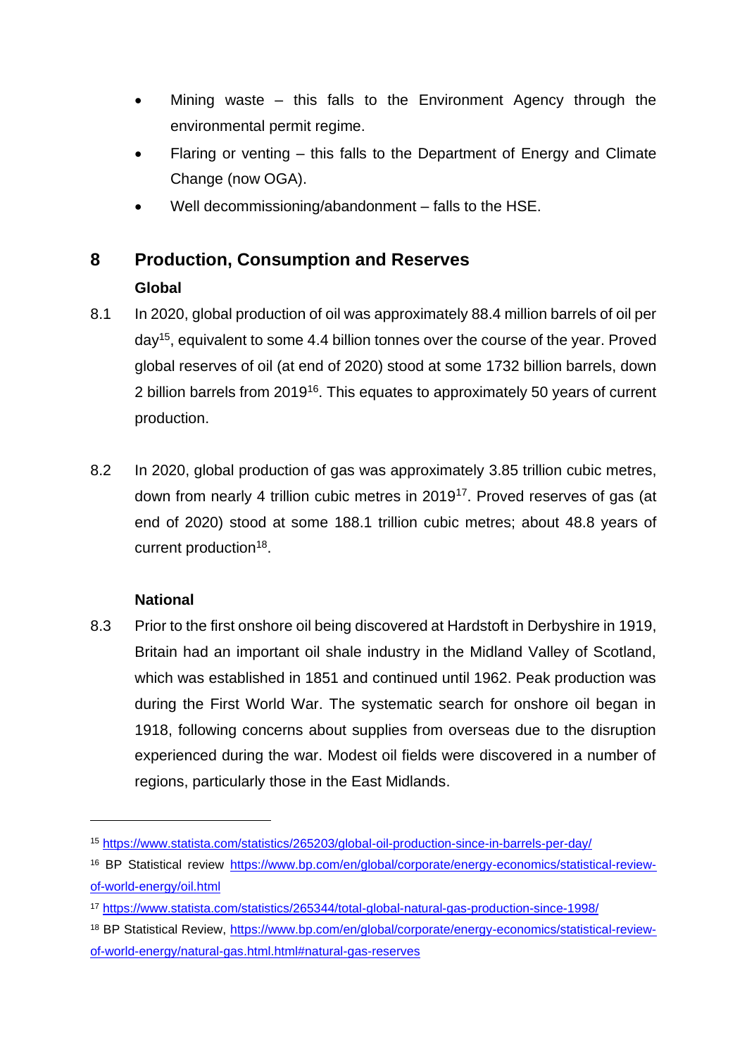- Mining waste – this falls to the Environment Agency through the environmental permit regime.
- Flaring or venting – this falls to the Department of Energy and Climate Change (now OGA).
- Well decommissioning/abandonment – falls to the HSE.

## 8 Production, Consumption and Reserves

### Global

8.1 In 2020, global production of oil was approximately 88.4 million barrels of oil per day[15], equivalent to some 4.4 billion tonnes over the course of the year. Proved global reserves of oil (at end of 2020) stood at some 1732 billion barrels, down 2 billion barrels from 2019[16]. This equates to approximately 50 years of current production.

8.2 In 2020, global production of gas was approximately 3.85 trillion cubic metres, down from nearly 4 trillion cubic metres in 2019[17]. Proved reserves of gas (at end of 2020) stood at some 188.1 trillion cubic metres; about 48.8 years of current production[18].

### National

8.3 Prior to the first onshore oil being discovered at Hardstoft in Derbyshire in 1919, Britain had an important oil shale industry in the Midland Valley of Scotland, which was established in 1851 and continued until 1962. Peak production was during the First World War. The systematic search for onshore oil began in 1918, following concerns about supplies from overseas due to the disruption experienced during the war. Modest oil fields were discovered in a number of regions, particularly those in the East Midlands.

---

[15] https://www.statista.com/statistics/265203/global-oil-production-since-in-barrels-per-day/

[16] BP Statistical review https://www.bp.com/en/global/corporate/energy-economics/statistical-review-of-world-energy/oil.html

[17] https://www.statista.com/statistics/265344/total-global-natural-gas-production-since-1998/

[18] BP Statistical Review, https://www.bp.com/en/global/corporate/energy-economics/statistical-review-of-world-energy/natural-gas.html.html#natural-gas-reserves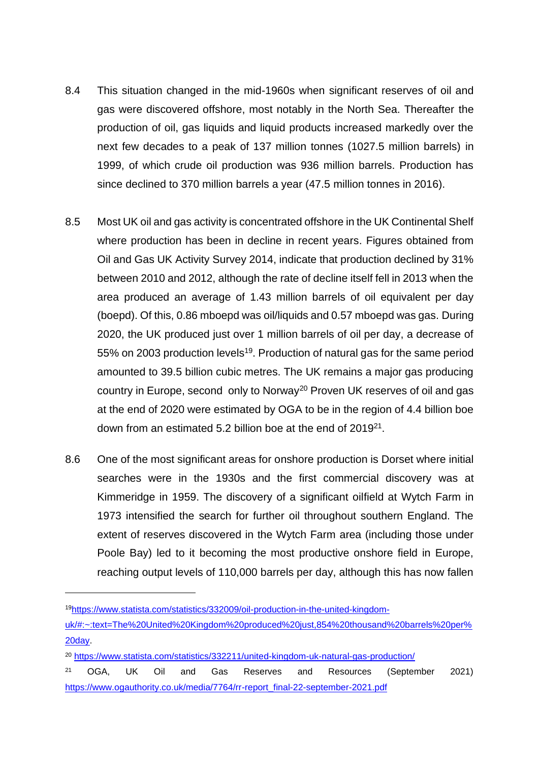8.4 This situation changed in the mid-1960s when significant reserves of oil and gas were discovered offshore, most notably in the North Sea. Thereafter the production of oil, gas liquids and liquid products increased markedly over the next few decades to a peak of 137 million tonnes (1027.5 million barrels) in 1999, of which crude oil production was 936 million barrels. Production has since declined to 370 million barrels a year (47.5 million tonnes in 2016).

8.5 Most UK oil and gas activity is concentrated offshore in the UK Continental Shelf where production has been in decline in recent years. Figures obtained from Oil and Gas UK Activity Survey 2014, indicate that production declined by 31% between 2010 and 2012, although the rate of decline itself fell in 2013 when the area produced an average of 1.43 million barrels of oil equivalent per day (boepd). Of this, 0.86 mboepd was oil/liquids and 0.57 mboepd was gas. During 2020, the UK produced just over 1 million barrels of oil per day, a decrease of 55% on 2003 production levels[19]. Production of natural gas for the same period amounted to 39.5 billion cubic metres. The UK remains a major gas producing country in Europe, second only to Norway[20] Proven UK reserves of oil and gas at the end of 2020 were estimated by OGA to be in the region of 4.4 billion boe down from an estimated 5.2 billion boe at the end of 2019[21].

8.6 One of the most significant areas for onshore production is Dorset where initial searches were in the 1930s and the first commercial discovery was at Kimmeridge in 1959. The discovery of a significant oilfield at Wytch Farm in 1973 intensified the search for further oil throughout southern England. The extent of reserves discovered in the Wytch Farm area (including those under Poole Bay) led to it becoming the most productive onshore field in Europe, reaching output levels of 110,000 barrels per day, although this has now fallen

---

[19] https://www.statista.com/statistics/332009/oil-production-in-the-united-kingdom-uk/#:~:text=The%20United%20Kingdom%20produced%20just,854%20thousand%20barrels%20per%20day.

[20] https://www.statista.com/statistics/332211/united-kingdom-uk-natural-gas-production/

[21] OGA, UK Oil and Gas Reserves and Resources (September 2021) https://www.ogauthority.co.uk/media/7764/rr-report_final-22-september-2021.pdf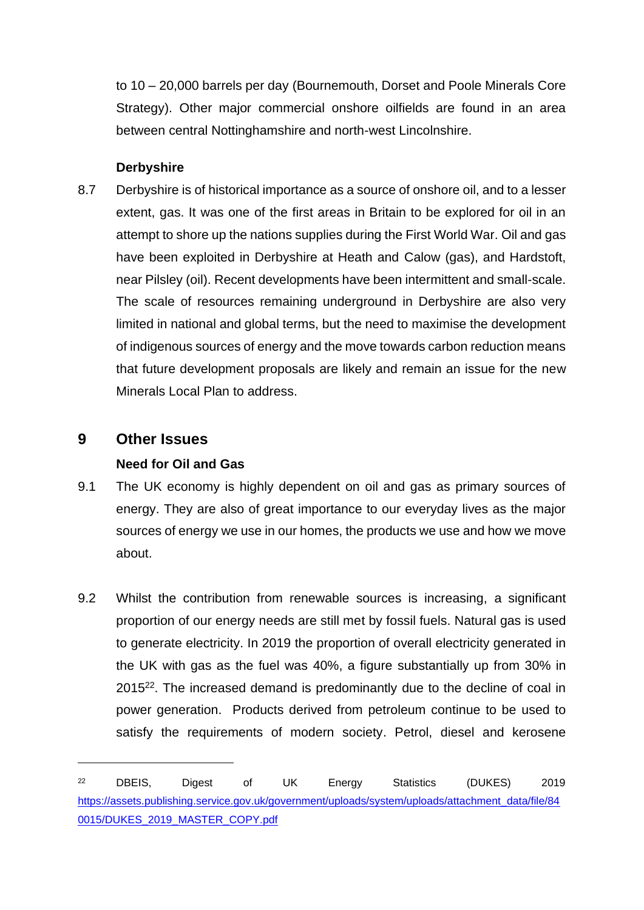to 10 – 20,000 barrels per day (Bournemouth, Dorset and Poole Minerals Core Strategy). Other major commercial onshore oilfields are found in an area between central Nottinghamshire and north-west Lincolnshire.

### Derbyshire

8.7 Derbyshire is of historical importance as a source of onshore oil, and to a lesser extent, gas. It was one of the first areas in Britain to be explored for oil in an attempt to shore up the nations supplies during the First World War. Oil and gas have been exploited in Derbyshire at Heath and Calow (gas), and Hardstoft, near Pilsley (oil). Recent developments have been intermittent and small-scale. The scale of resources remaining underground in Derbyshire are also very limited in national and global terms, but the need to maximise the development of indigenous sources of energy and the move towards carbon reduction means that future development proposals are likely and remain an issue for the new Minerals Local Plan to address.

## 9 Other Issues

### Need for Oil and Gas

9.1 The UK economy is highly dependent on oil and gas as primary sources of energy. They are also of great importance to our everyday lives as the major sources of energy we use in our homes, the products we use and how we move about.

9.2 Whilst the contribution from renewable sources is increasing, a significant proportion of our energy needs are still met by fossil fuels. Natural gas is used to generate electricity. In 2019 the proportion of overall electricity generated in the UK with gas as the fuel was 40%, a figure substantially up from 30% in 2015[22]. The increased demand is predominantly due to the decline of coal in power generation. Products derived from petroleum continue to be used to satisfy the requirements of modern society. Petrol, diesel and kerosene

---

[22] DBEIS, Digest of UK Energy Statistics (DUKES) 2019 https://assets.publishing.service.gov.uk/government/uploads/system/uploads/attachment_data/file/840015/DUKES_2019_MASTER_COPY.pdf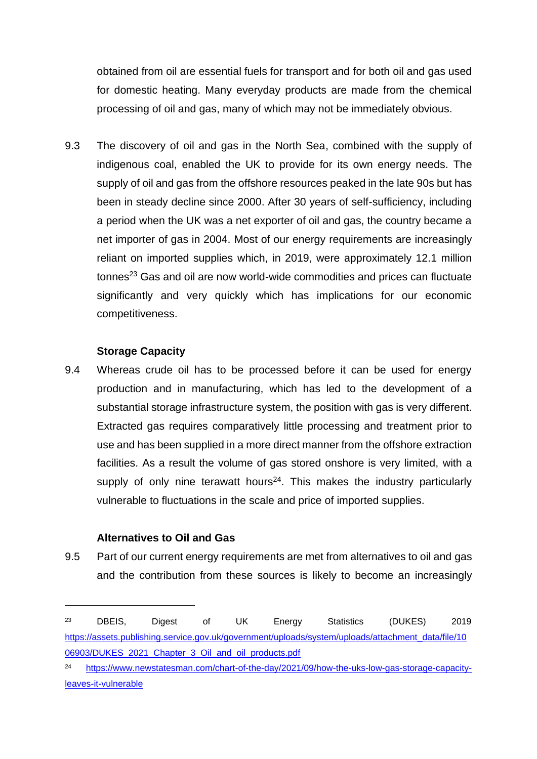obtained from oil are essential fuels for transport and for both oil and gas used for domestic heating. Many everyday products are made from the chemical processing of oil and gas, many of which may not be immediately obvious.

9.3 The discovery of oil and gas in the North Sea, combined with the supply of indigenous coal, enabled the UK to provide for its own energy needs. The supply of oil and gas from the offshore resources peaked in the late 90s but has been in steady decline since 2000. After 30 years of self-sufficiency, including a period when the UK was a net exporter of oil and gas, the country became a net importer of gas in 2004. Most of our energy requirements are increasingly reliant on imported supplies which, in 2019, were approximately 12.1 million tonnes[23] Gas and oil are now world-wide commodities and prices can fluctuate significantly and very quickly which has implications for our economic competitiveness.

**Storage Capacity**

9.4 Whereas crude oil has to be processed before it can be used for energy production and in manufacturing, which has led to the development of a substantial storage infrastructure system, the position with gas is very different. Extracted gas requires comparatively little processing and treatment prior to use and has been supplied in a more direct manner from the offshore extraction facilities. As a result the volume of gas stored onshore is very limited, with a supply of only nine terawatt hours[24]. This makes the industry particularly vulnerable to fluctuations in the scale and price of imported supplies.

**Alternatives to Oil and Gas**

9.5 Part of our current energy requirements are met from alternatives to oil and gas and the contribution from these sources is likely to become an increasingly

---

[23] DBEIS, Digest of UK Energy Statistics (DUKES) 2019 https://assets.publishing.service.gov.uk/government/uploads/system/uploads/attachment_data/file/1006903/DUKES_2021_Chapter_3_Oil_and_oil_products.pdf

[24] https://www.newstatesman.com/chart-of-the-day/2021/09/how-the-uks-low-gas-storage-capacity-leaves-it-vulnerable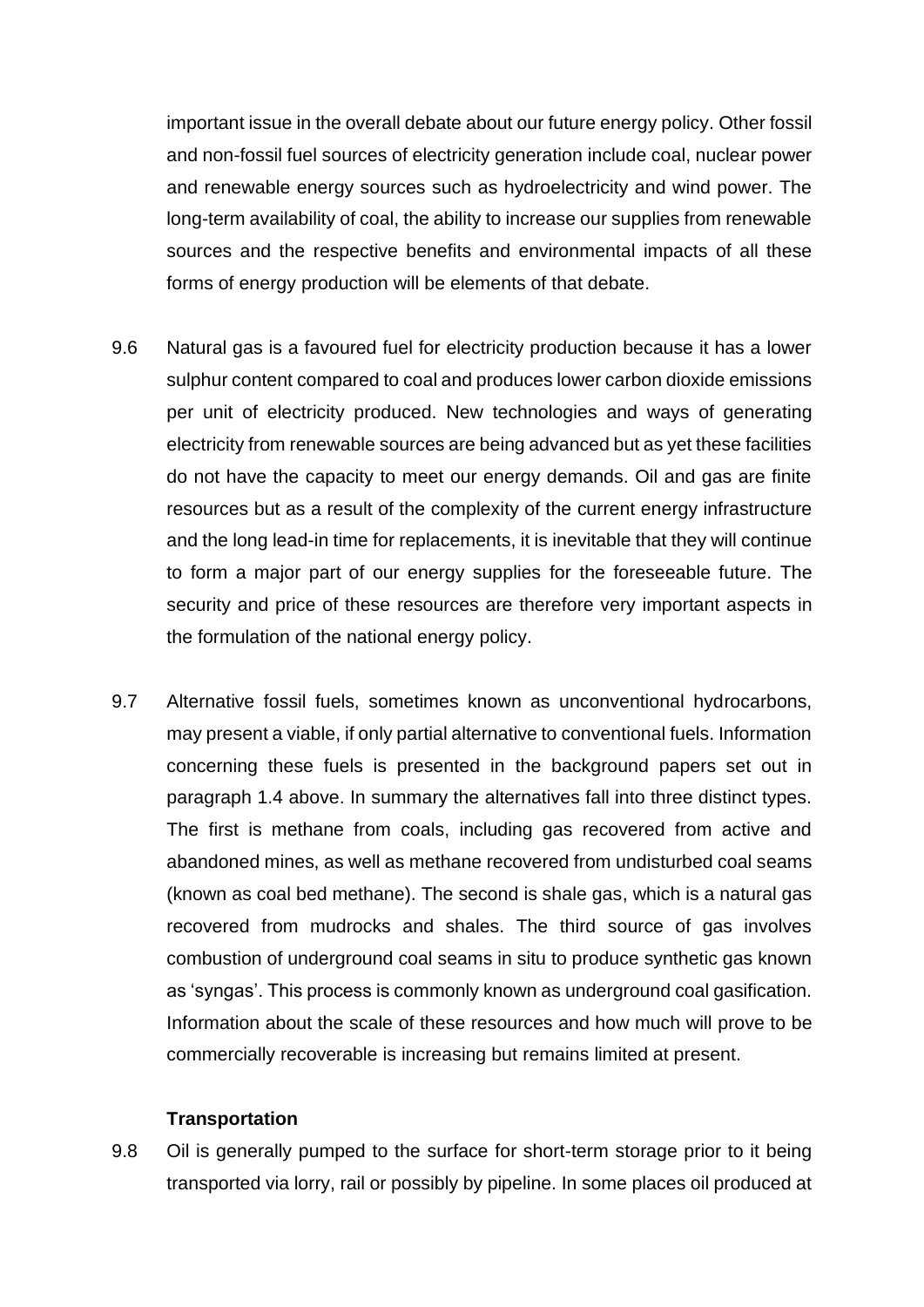important issue in the overall debate about our future energy policy. Other fossil and non-fossil fuel sources of electricity generation include coal, nuclear power and renewable energy sources such as hydroelectricity and wind power. The long-term availability of coal, the ability to increase our supplies from renewable sources and the respective benefits and environmental impacts of all these forms of energy production will be elements of that debate.

9.6 Natural gas is a favoured fuel for electricity production because it has a lower sulphur content compared to coal and produces lower carbon dioxide emissions per unit of electricity produced. New technologies and ways of generating electricity from renewable sources are being advanced but as yet these facilities do not have the capacity to meet our energy demands. Oil and gas are finite resources but as a result of the complexity of the current energy infrastructure and the long lead-in time for replacements, it is inevitable that they will continue to form a major part of our energy supplies for the foreseeable future. The security and price of these resources are therefore very important aspects in the formulation of the national energy policy.

9.7 Alternative fossil fuels, sometimes known as unconventional hydrocarbons, may present a viable, if only partial alternative to conventional fuels. Information concerning these fuels is presented in the background papers set out in paragraph 1.4 above. In summary the alternatives fall into three distinct types. The first is methane from coals, including gas recovered from active and abandoned mines, as well as methane recovered from undisturbed coal seams (known as coal bed methane). The second is shale gas, which is a natural gas recovered from mudrocks and shales. The third source of gas involves combustion of underground coal seams in situ to produce synthetic gas known as 'syngas'. This process is commonly known as underground coal gasification. Information about the scale of these resources and how much will prove to be commercially recoverable is increasing but remains limited at present.

**Transportation**

9.8 Oil is generally pumped to the surface for short-term storage prior to it being transported via lorry, rail or possibly by pipeline. In some places oil produced at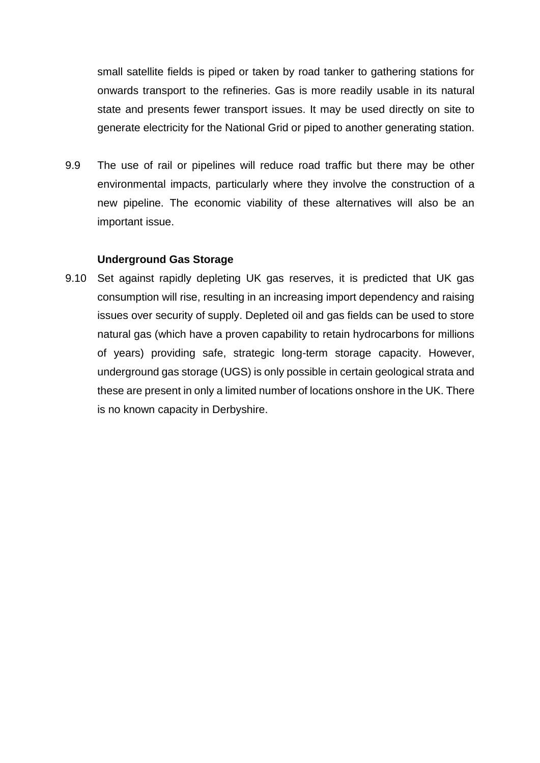small satellite fields is piped or taken by road tanker to gathering stations for onwards transport to the refineries. Gas is more readily usable in its natural state and presents fewer transport issues. It may be used directly on site to generate electricity for the National Grid or piped to another generating station.

9.9 The use of rail or pipelines will reduce road traffic but there may be other environmental impacts, particularly where they involve the construction of a new pipeline. The economic viability of these alternatives will also be an important issue.

**Underground Gas Storage**

9.10 Set against rapidly depleting UK gas reserves, it is predicted that UK gas consumption will rise, resulting in an increasing import dependency and raising issues over security of supply. Depleted oil and gas fields can be used to store natural gas (which have a proven capability to retain hydrocarbons for millions of years) providing safe, strategic long-term storage capacity. However, underground gas storage (UGS) is only possible in certain geological strata and these are present in only a limited number of locations onshore in the UK. There is no known capacity in Derbyshire.